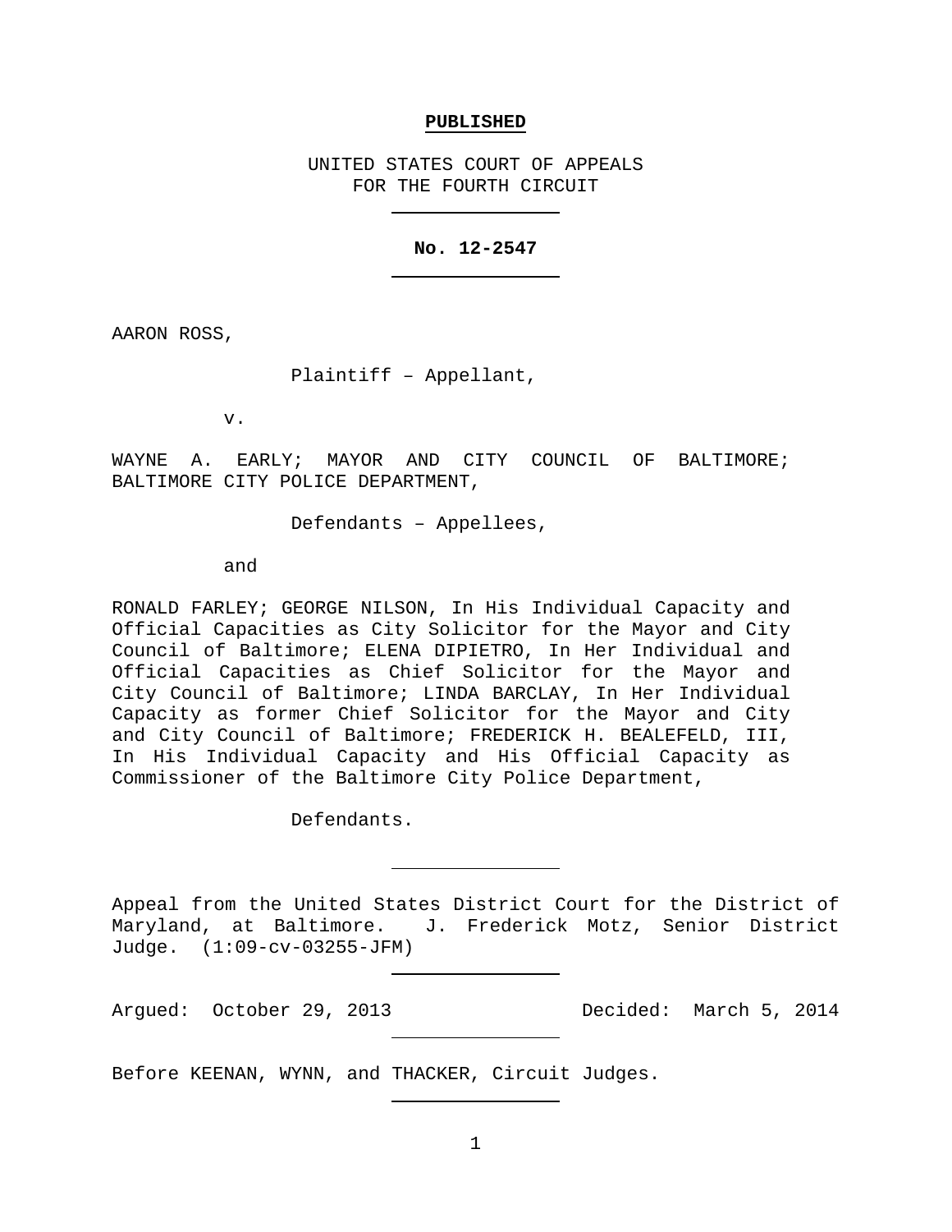**PUBLISHED**

UNITED STATES COURT OF APPEALS
FOR THE FOURTH CIRCUIT

**No. 12-2547**

AARON ROSS,

Plaintiff – Appellant,

v.

WAYNE A. EARLY; MAYOR AND CITY COUNCIL OF BALTIMORE; BALTIMORE CITY POLICE DEPARTMENT,

Defendants – Appellees,

and

RONALD FARLEY; GEORGE NILSON, In His Individual Capacity and Official Capacities as City Solicitor for the Mayor and City Council of Baltimore; ELENA DIPIETRO, In Her Individual and Official Capacities as Chief Solicitor for the Mayor and City Council of Baltimore; LINDA BARCLAY, In Her Individual Capacity as former Chief Solicitor for the Mayor and City and City Council of Baltimore; FREDERICK H. BEALEFELD, III, In His Individual Capacity and His Official Capacity as Commissioner of the Baltimore City Police Department,

Defendants.

Appeal from the United States District Court for the District of Maryland, at Baltimore. J. Frederick Motz, Senior District Judge. (1:09-cv-03255-JFM)

Argued: October 29, 2013 Decided: March 5, 2014

Before KEENAN, WYNN, and THACKER, Circuit Judges.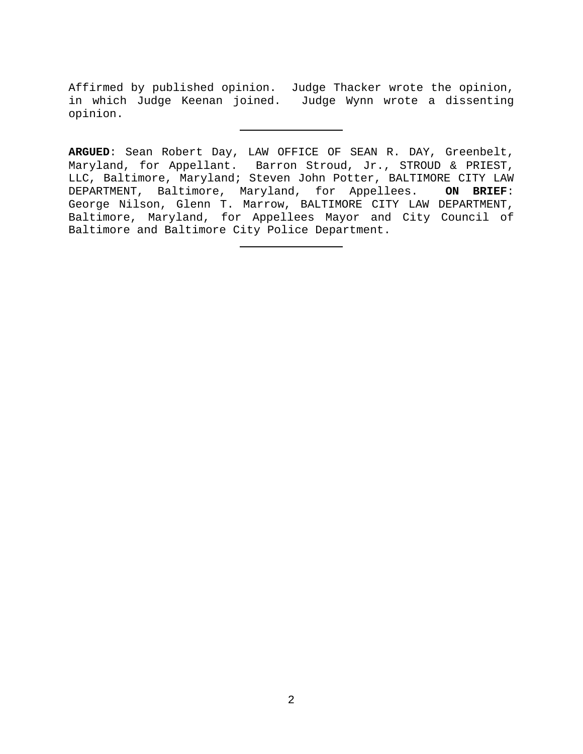Affirmed by published opinion. Judge Thacker wrote the opinion, in which Judge Keenan joined. Judge Wynn wrote a dissenting opinion.

---

**ARGUED**: Sean Robert Day, LAW OFFICE OF SEAN R. DAY, Greenbelt, Maryland, for Appellant. Barron Stroud, Jr., STROUD & PRIEST, LLC, Baltimore, Maryland; Steven John Potter, BALTIMORE CITY LAW DEPARTMENT, Baltimore, Maryland, for Appellees. **ON BRIEF**: George Nilson, Glenn T. Marrow, BALTIMORE CITY LAW DEPARTMENT, Baltimore, Maryland, for Appellees Mayor and City Council of Baltimore and Baltimore City Police Department.

---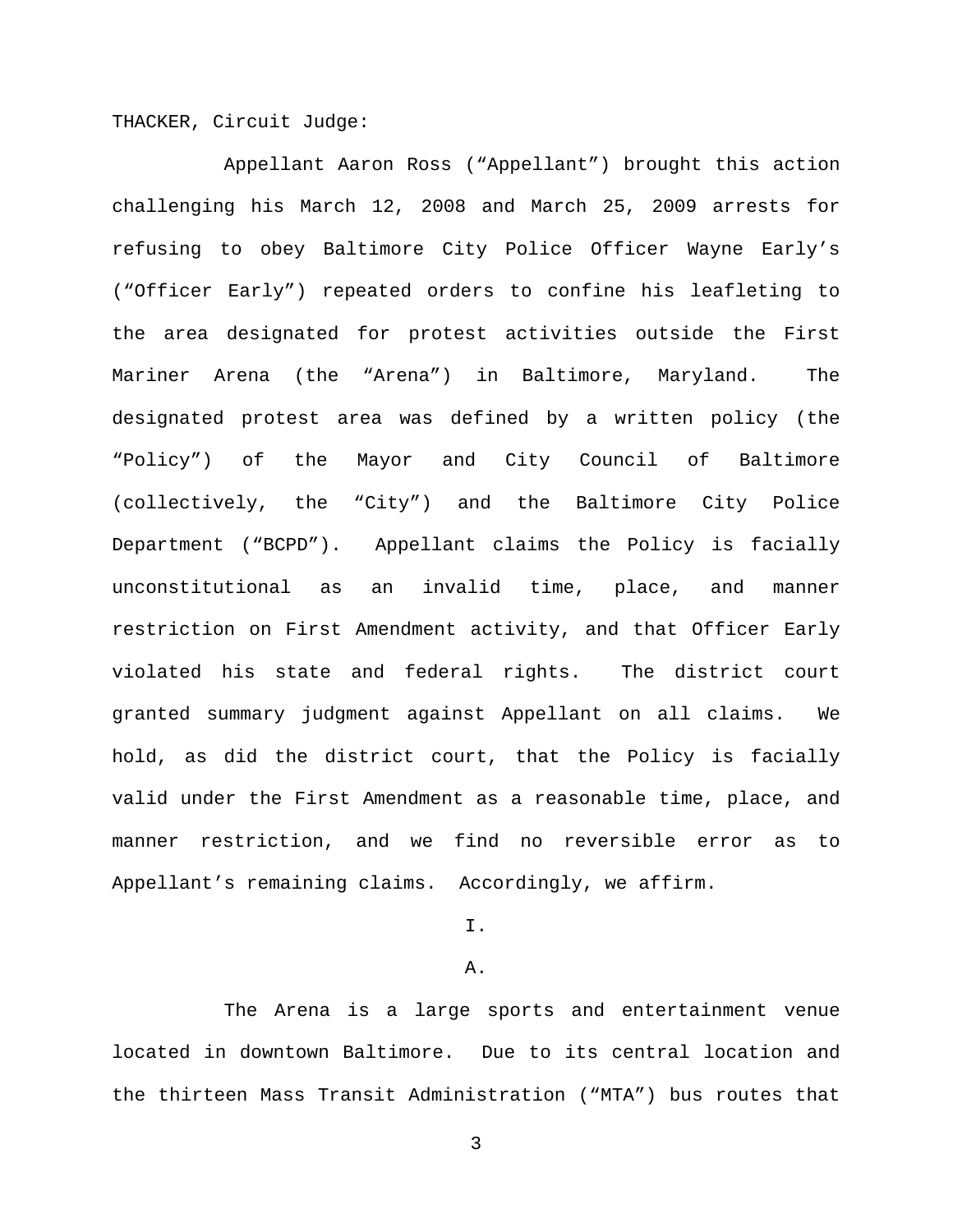THACKER, Circuit Judge:

Appellant Aaron Ross ("Appellant") brought this action challenging his March 12, 2008 and March 25, 2009 arrests for refusing to obey Baltimore City Police Officer Wayne Early's ("Officer Early") repeated orders to confine his leafleting to the area designated for protest activities outside the First Mariner Arena (the "Arena") in Baltimore, Maryland. The designated protest area was defined by a written policy (the "Policy") of the Mayor and City Council of Baltimore (collectively, the "City") and the Baltimore City Police Department ("BCPD"). Appellant claims the Policy is facially unconstitutional as an invalid time, place, and manner restriction on First Amendment activity, and that Officer Early violated his state and federal rights. The district court granted summary judgment against Appellant on all claims. We hold, as did the district court, that the Policy is facially valid under the First Amendment as a reasonable time, place, and manner restriction, and we find no reversible error as to Appellant's remaining claims. Accordingly, we affirm.

# I.

## A.

The Arena is a large sports and entertainment venue located in downtown Baltimore. Due to its central location and the thirteen Mass Transit Administration ("MTA") bus routes that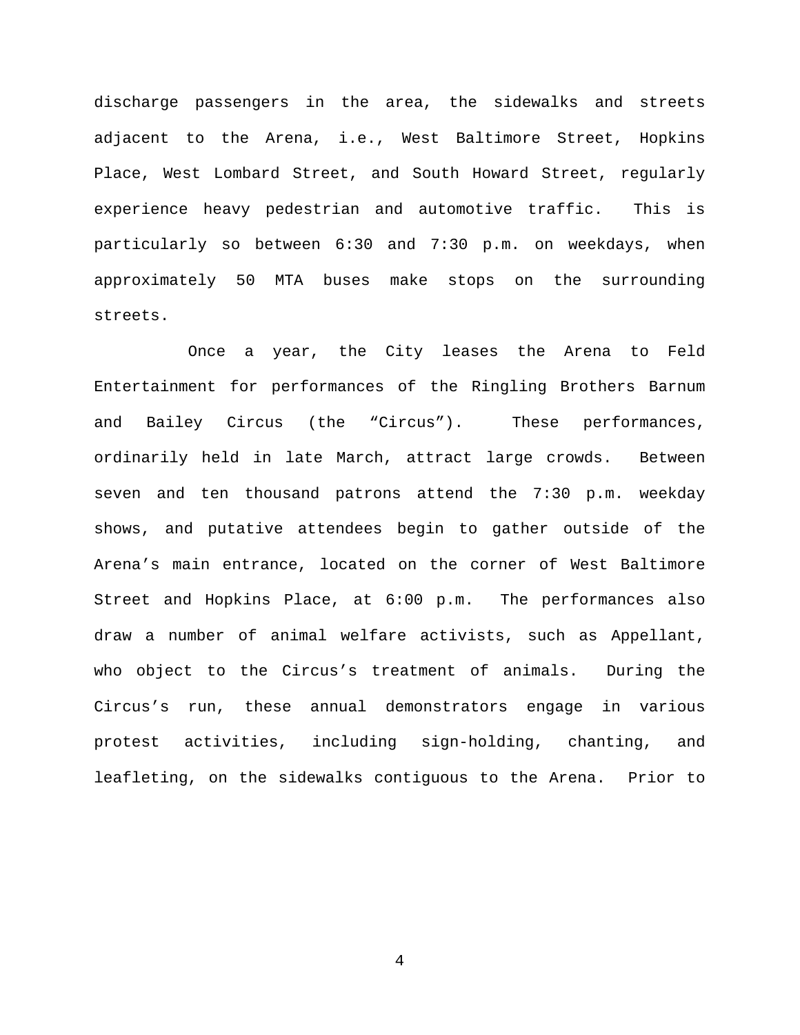discharge passengers in the area, the sidewalks and streets adjacent to the Arena, i.e., West Baltimore Street, Hopkins Place, West Lombard Street, and South Howard Street, regularly experience heavy pedestrian and automotive traffic. This is particularly so between 6:30 and 7:30 p.m. on weekdays, when approximately 50 MTA buses make stops on the surrounding streets.

Once a year, the City leases the Arena to Feld Entertainment for performances of the Ringling Brothers Barnum and Bailey Circus (the "Circus"). These performances, ordinarily held in late March, attract large crowds. Between seven and ten thousand patrons attend the 7:30 p.m. weekday shows, and putative attendees begin to gather outside of the Arena's main entrance, located on the corner of West Baltimore Street and Hopkins Place, at 6:00 p.m. The performances also draw a number of animal welfare activists, such as Appellant, who object to the Circus's treatment of animals. During the Circus's run, these annual demonstrators engage in various protest activities, including sign-holding, chanting, and leafleting, on the sidewalks contiguous to the Arena. Prior to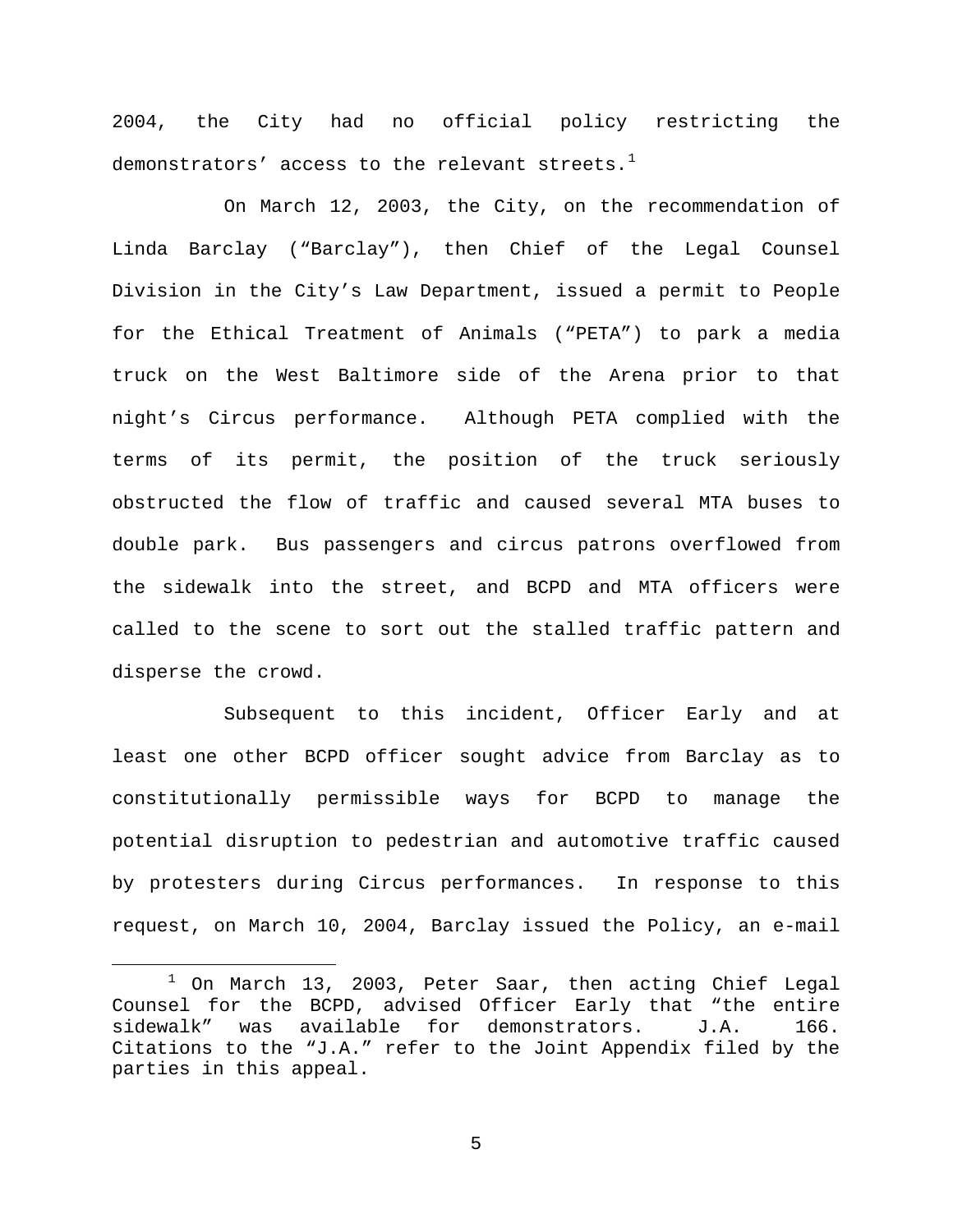2004, the City had no official policy restricting the demonstrators' access to the relevant streets.[1]

On March 12, 2003, the City, on the recommendation of Linda Barclay ("Barclay"), then Chief of the Legal Counsel Division in the City's Law Department, issued a permit to People for the Ethical Treatment of Animals ("PETA") to park a media truck on the West Baltimore side of the Arena prior to that night's Circus performance. Although PETA complied with the terms of its permit, the position of the truck seriously obstructed the flow of traffic and caused several MTA buses to double park. Bus passengers and circus patrons overflowed from the sidewalk into the street, and BCPD and MTA officers were called to the scene to sort out the stalled traffic pattern and disperse the crowd.

Subsequent to this incident, Officer Early and at least one other BCPD officer sought advice from Barclay as to constitutionally permissible ways for BCPD to manage the potential disruption to pedestrian and automotive traffic caused by protesters during Circus performances. In response to this request, on March 10, 2004, Barclay issued the Policy, an e-mail

[1] On March 13, 2003, Peter Saar, then acting Chief Legal Counsel for the BCPD, advised Officer Early that "the entire sidewalk" was available for demonstrators. J.A. 166. Citations to the "J.A." refer to the Joint Appendix filed by the parties in this appeal.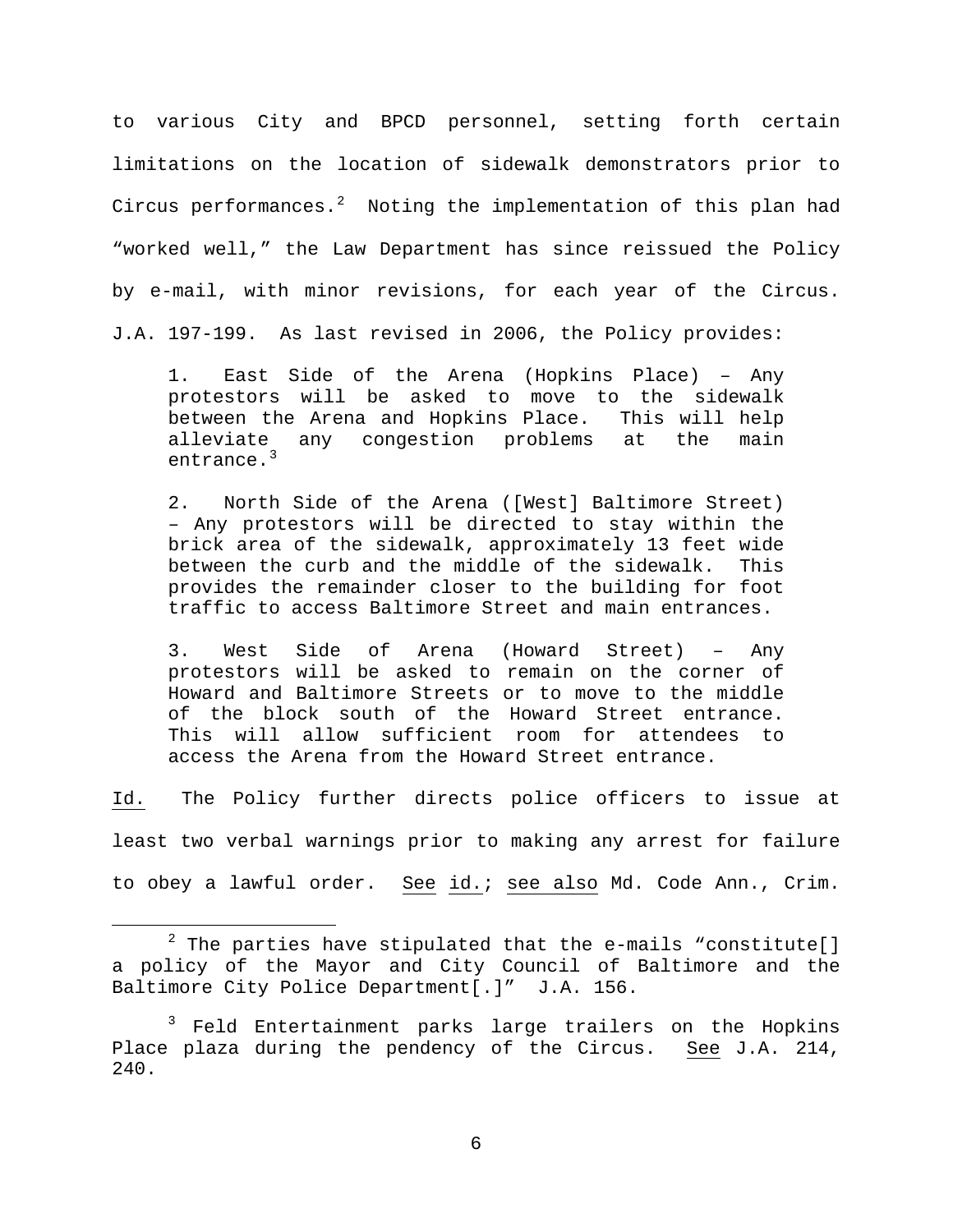to various City and BPCD personnel, setting forth certain limitations on the location of sidewalk demonstrators prior to Circus performances.[2] Noting the implementation of this plan had "worked well," the Law Department has since reissued the Policy by e-mail, with minor revisions, for each year of the Circus. J.A. 197-199. As last revised in 2006, the Policy provides:

> 1. East Side of the Arena (Hopkins Place) – Any protestors will be asked to move to the sidewalk between the Arena and Hopkins Place. This will help alleviate any congestion problems at the main entrance.[3]
>
> 2. North Side of the Arena ([West] Baltimore Street) – Any protestors will be directed to stay within the brick area of the sidewalk, approximately 13 feet wide between the curb and the middle of the sidewalk. This provides the remainder closer to the building for foot traffic to access Baltimore Street and main entrances.
>
> 3. West Side of Arena (Howard Street) – Any protestors will be asked to remain on the corner of Howard and Baltimore Streets or to move to the middle of the block south of the Howard Street entrance. This will allow sufficient room for attendees to access the Arena from the Howard Street entrance.

Id. The Policy further directs police officers to issue at least two verbal warnings prior to making any arrest for failure to obey a lawful order. See id.; see also Md. Code Ann., Crim.

[2] The parties have stipulated that the e-mails "constitute[] a policy of the Mayor and City Council of Baltimore and the Baltimore City Police Department[.]" J.A. 156.

[3] Feld Entertainment parks large trailers on the Hopkins Place plaza during the pendency of the Circus. See J.A. 214, 240.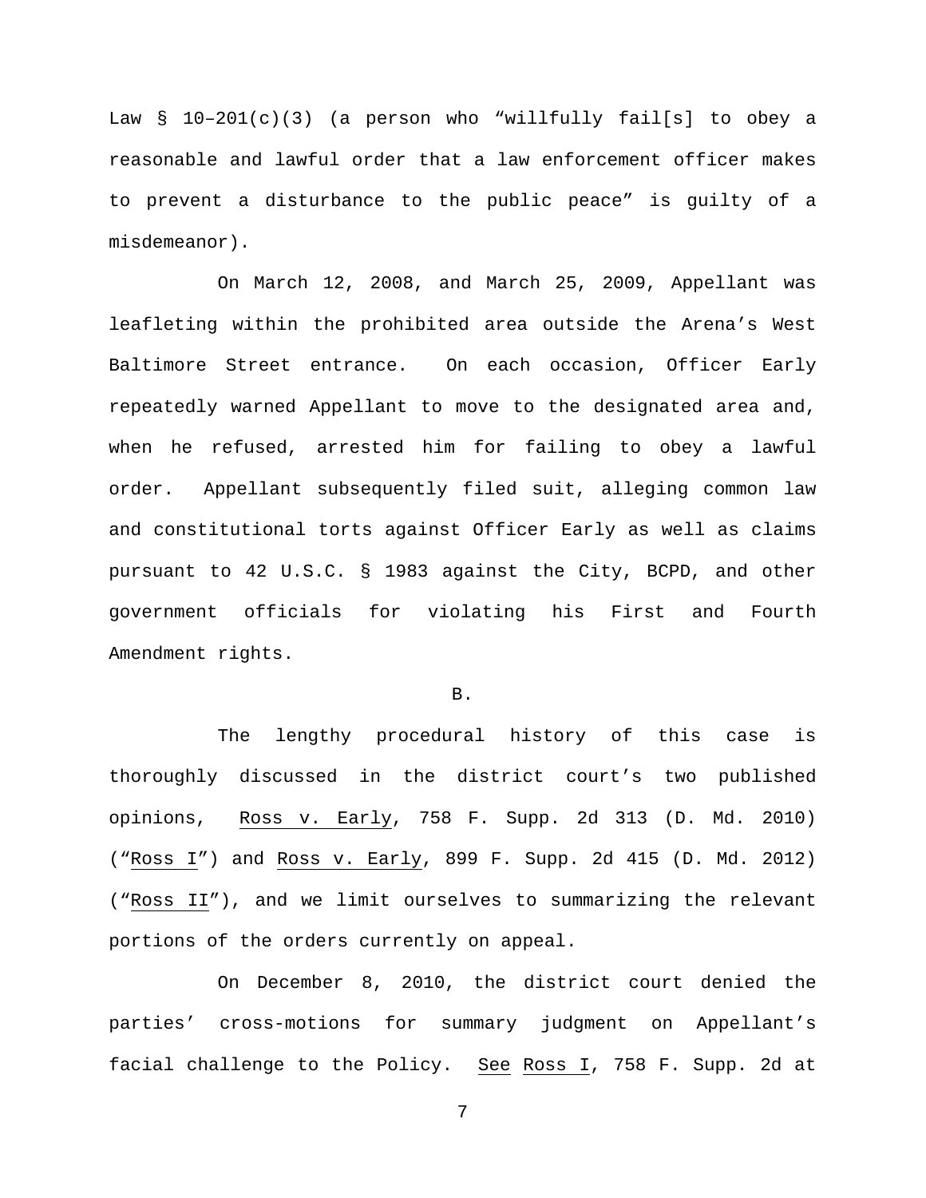Law § 10–201(c)(3) (a person who "willfully fail[s] to obey a reasonable and lawful order that a law enforcement officer makes to prevent a disturbance to the public peace" is guilty of a misdemeanor).

On March 12, 2008, and March 25, 2009, Appellant was leafleting within the prohibited area outside the Arena's West Baltimore Street entrance. On each occasion, Officer Early repeatedly warned Appellant to move to the designated area and, when he refused, arrested him for failing to obey a lawful order. Appellant subsequently filed suit, alleging common law and constitutional torts against Officer Early as well as claims pursuant to 42 U.S.C. § 1983 against the City, BCPD, and other government officials for violating his First and Fourth Amendment rights.

### B.

The lengthy procedural history of this case is thoroughly discussed in the district court's two published opinions, Ross v. Early, 758 F. Supp. 2d 313 (D. Md. 2010) ("Ross I") and Ross v. Early, 899 F. Supp. 2d 415 (D. Md. 2012) ("Ross II"), and we limit ourselves to summarizing the relevant portions of the orders currently on appeal.

On December 8, 2010, the district court denied the parties' cross-motions for summary judgment on Appellant's facial challenge to the Policy. See Ross I, 758 F. Supp. 2d at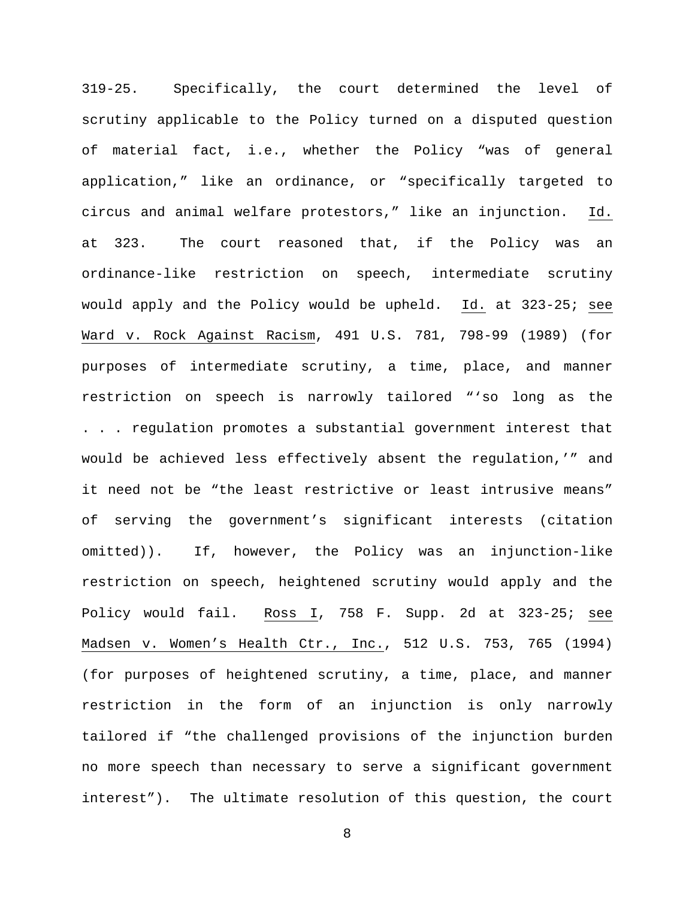319-25. Specifically, the court determined the level of scrutiny applicable to the Policy turned on a disputed question of material fact, i.e., whether the Policy "was of general application," like an ordinance, or "specifically targeted to circus and animal welfare protestors," like an injunction. Id. at 323. The court reasoned that, if the Policy was an ordinance-like restriction on speech, intermediate scrutiny would apply and the Policy would be upheld. Id. at 323-25; see Ward v. Rock Against Racism, 491 U.S. 781, 798-99 (1989) (for purposes of intermediate scrutiny, a time, place, and manner restriction on speech is narrowly tailored "'so long as the . . . regulation promotes a substantial government interest that would be achieved less effectively absent the regulation,'" and it need not be "the least restrictive or least intrusive means" of serving the government's significant interests (citation omitted)). If, however, the Policy was an injunction-like restriction on speech, heightened scrutiny would apply and the Policy would fail. Ross I, 758 F. Supp. 2d at 323-25; see Madsen v. Women's Health Ctr., Inc., 512 U.S. 753, 765 (1994) (for purposes of heightened scrutiny, a time, place, and manner restriction in the form of an injunction is only narrowly tailored if "the challenged provisions of the injunction burden no more speech than necessary to serve a significant government interest"). The ultimate resolution of this question, the court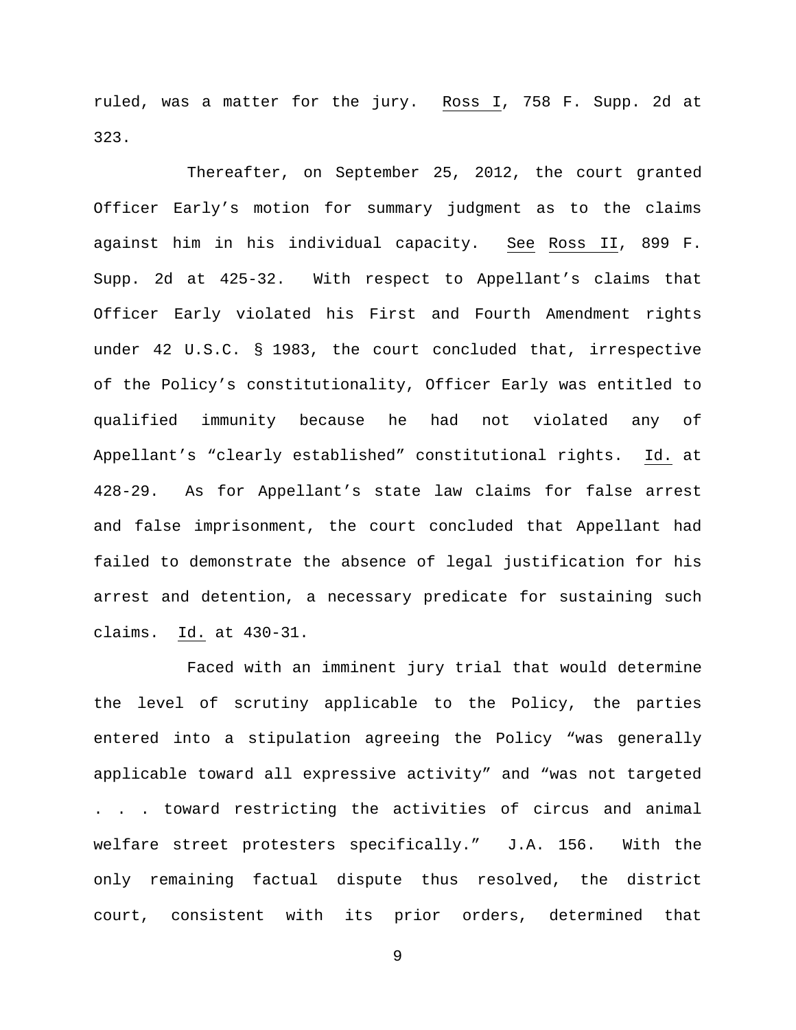ruled, was a matter for the jury. Ross I, 758 F. Supp. 2d at 323.

Thereafter, on September 25, 2012, the court granted Officer Early's motion for summary judgment as to the claims against him in his individual capacity. See Ross II, 899 F. Supp. 2d at 425-32. With respect to Appellant's claims that Officer Early violated his First and Fourth Amendment rights under 42 U.S.C. § 1983, the court concluded that, irrespective of the Policy's constitutionality, Officer Early was entitled to qualified immunity because he had not violated any of Appellant's "clearly established" constitutional rights. Id. at 428-29. As for Appellant's state law claims for false arrest and false imprisonment, the court concluded that Appellant had failed to demonstrate the absence of legal justification for his arrest and detention, a necessary predicate for sustaining such claims. Id. at 430-31.

Faced with an imminent jury trial that would determine the level of scrutiny applicable to the Policy, the parties entered into a stipulation agreeing the Policy "was generally applicable toward all expressive activity" and "was not targeted . . . toward restricting the activities of circus and animal welfare street protesters specifically." J.A. 156. With the only remaining factual dispute thus resolved, the district court, consistent with its prior orders, determined that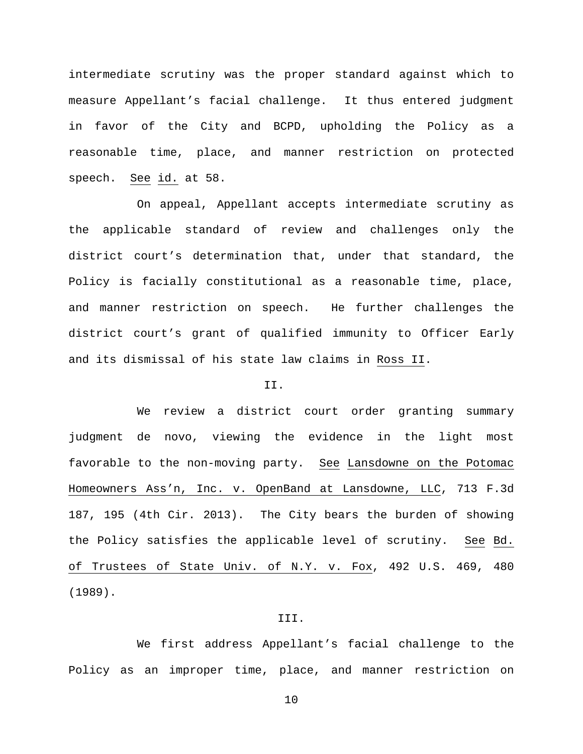intermediate scrutiny was the proper standard against which to measure Appellant's facial challenge. It thus entered judgment in favor of the City and BCPD, upholding the Policy as a reasonable time, place, and manner restriction on protected speech. *See id.* at 58.

On appeal, Appellant accepts intermediate scrutiny as the applicable standard of review and challenges only the district court's determination that, under that standard, the Policy is facially constitutional as a reasonable time, place, and manner restriction on speech. He further challenges the district court's grant of qualified immunity to Officer Early and its dismissal of his state law claims in *Ross II*.

## II.

We review a district court order granting summary judgment de novo, viewing the evidence in the light most favorable to the non-moving party. *See Lansdowne on the Potomac Homeowners Ass'n, Inc. v. OpenBand at Lansdowne, LLC*, 713 F.3d 187, 195 (4th Cir. 2013). The City bears the burden of showing the Policy satisfies the applicable level of scrutiny. *See Bd. of Trustees of State Univ. of N.Y. v. Fox*, 492 U.S. 469, 480 (1989).

## III.

We first address Appellant's facial challenge to the Policy as an improper time, place, and manner restriction on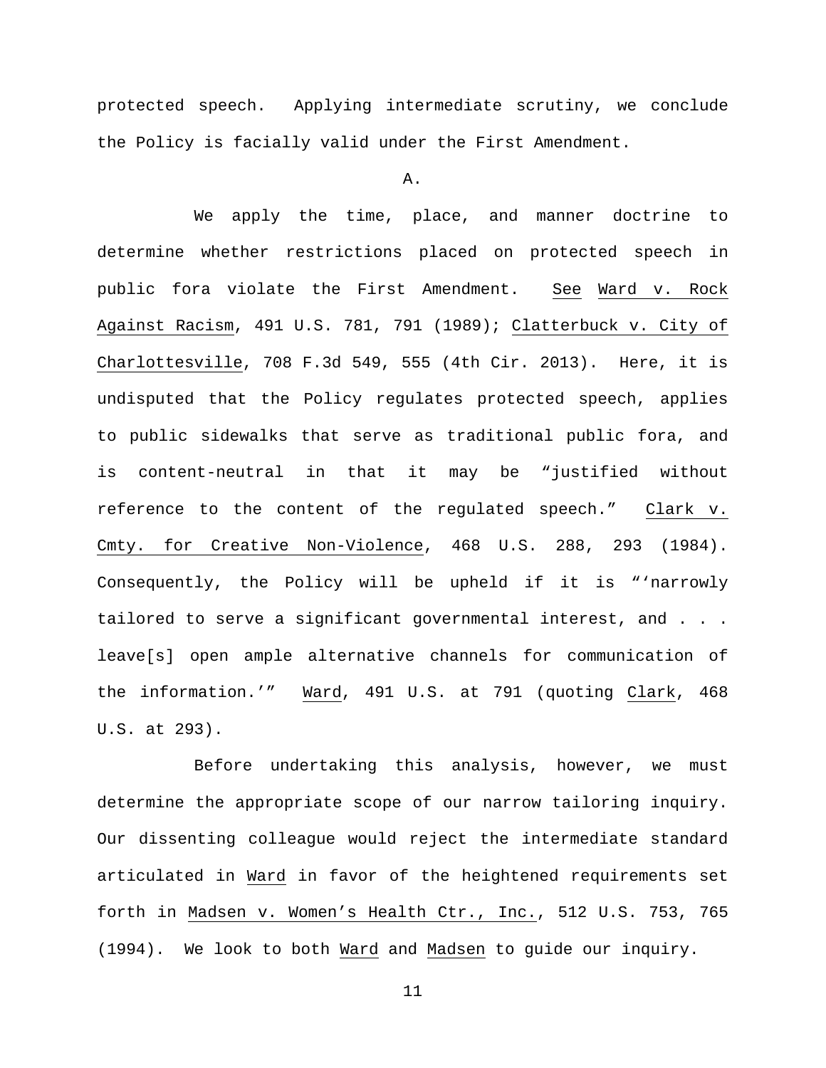protected speech. Applying intermediate scrutiny, we conclude the Policy is facially valid under the First Amendment.

A.

We apply the time, place, and manner doctrine to determine whether restrictions placed on protected speech in public fora violate the First Amendment. See Ward v. Rock Against Racism, 491 U.S. 781, 791 (1989); Clatterbuck v. City of Charlottesville, 708 F.3d 549, 555 (4th Cir. 2013). Here, it is undisputed that the Policy regulates protected speech, applies to public sidewalks that serve as traditional public fora, and is content-neutral in that it may be "justified without reference to the content of the regulated speech." Clark v. Cmty. for Creative Non-Violence, 468 U.S. 288, 293 (1984). Consequently, the Policy will be upheld if it is "'narrowly tailored to serve a significant governmental interest, and . . . leave[s] open ample alternative channels for communication of the information.'" Ward, 491 U.S. at 791 (quoting Clark, 468 U.S. at 293).

Before undertaking this analysis, however, we must determine the appropriate scope of our narrow tailoring inquiry. Our dissenting colleague would reject the intermediate standard articulated in Ward in favor of the heightened requirements set forth in Madsen v. Women's Health Ctr., Inc., 512 U.S. 753, 765 (1994). We look to both Ward and Madsen to guide our inquiry.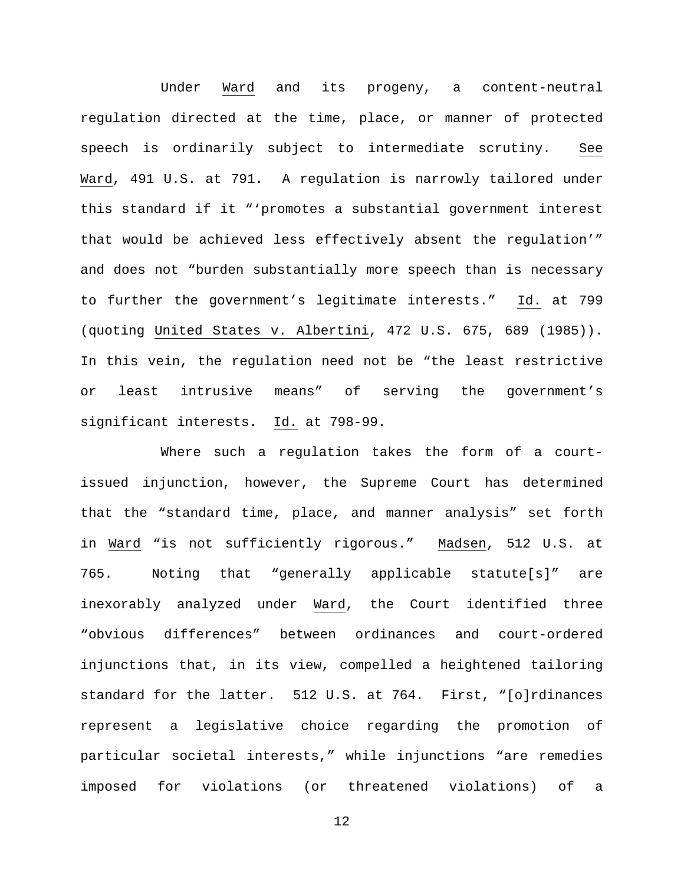Under Ward and its progeny, a content-neutral regulation directed at the time, place, or manner of protected speech is ordinarily subject to intermediate scrutiny. See Ward, 491 U.S. at 791. A regulation is narrowly tailored under this standard if it "'promotes a substantial government interest that would be achieved less effectively absent the regulation'" and does not "burden substantially more speech than is necessary to further the government's legitimate interests." Id. at 799 (quoting United States v. Albertini, 472 U.S. 675, 689 (1985)). In this vein, the regulation need not be "the least restrictive or least intrusive means" of serving the government's significant interests. Id. at 798-99.

Where such a regulation takes the form of a court-issued injunction, however, the Supreme Court has determined that the "standard time, place, and manner analysis" set forth in Ward "is not sufficiently rigorous." Madsen, 512 U.S. at 765. Noting that "generally applicable statute[s]" are inexorably analyzed under Ward, the Court identified three "obvious differences" between ordinances and court-ordered injunctions that, in its view, compelled a heightened tailoring standard for the latter. 512 U.S. at 764. First, "[o]rdinances represent a legislative choice regarding the promotion of particular societal interests," while injunctions "are remedies imposed for violations (or threatened violations) of a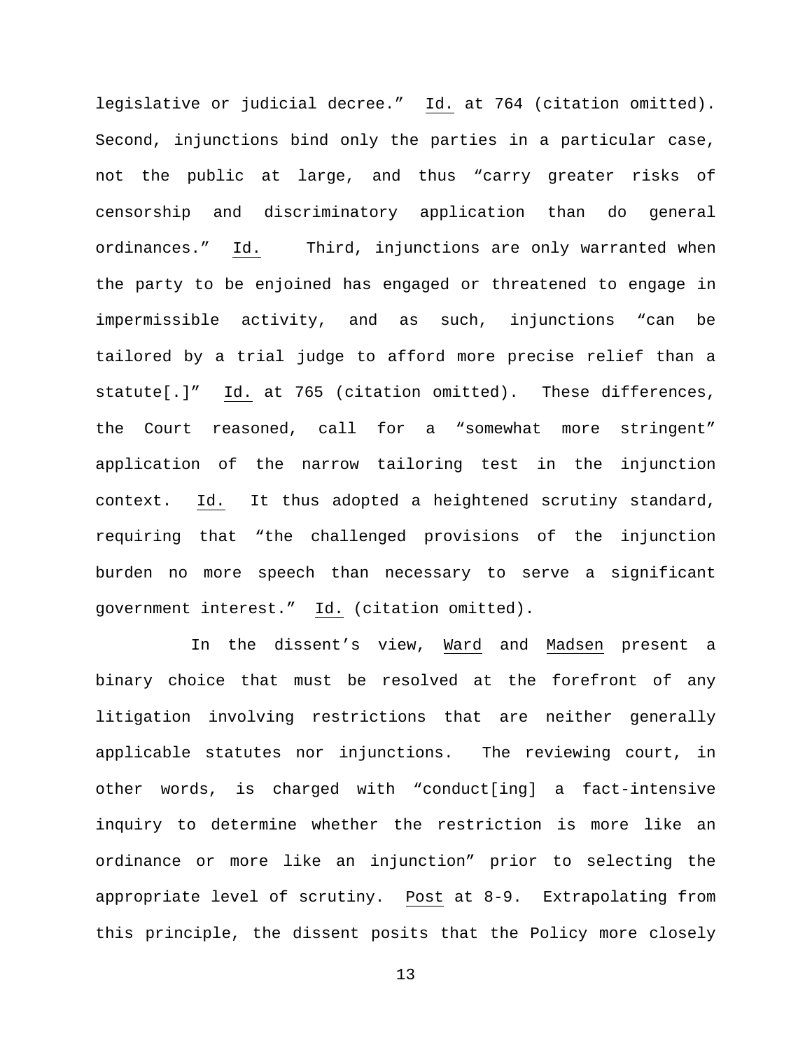legislative or judicial decree." Id. at 764 (citation omitted). Second, injunctions bind only the parties in a particular case, not the public at large, and thus "carry greater risks of censorship and discriminatory application than do general ordinances." Id. Third, injunctions are only warranted when the party to be enjoined has engaged or threatened to engage in impermissible activity, and as such, injunctions "can be tailored by a trial judge to afford more precise relief than a statute[.]" Id. at 765 (citation omitted). These differences, the Court reasoned, call for a "somewhat more stringent" application of the narrow tailoring test in the injunction context. Id. It thus adopted a heightened scrutiny standard, requiring that "the challenged provisions of the injunction burden no more speech than necessary to serve a significant government interest." Id. (citation omitted).

In the dissent's view, Ward and Madsen present a binary choice that must be resolved at the forefront of any litigation involving restrictions that are neither generally applicable statutes nor injunctions. The reviewing court, in other words, is charged with "conduct[ing] a fact-intensive inquiry to determine whether the restriction is more like an ordinance or more like an injunction" prior to selecting the appropriate level of scrutiny. Post at 8-9. Extrapolating from this principle, the dissent posits that the Policy more closely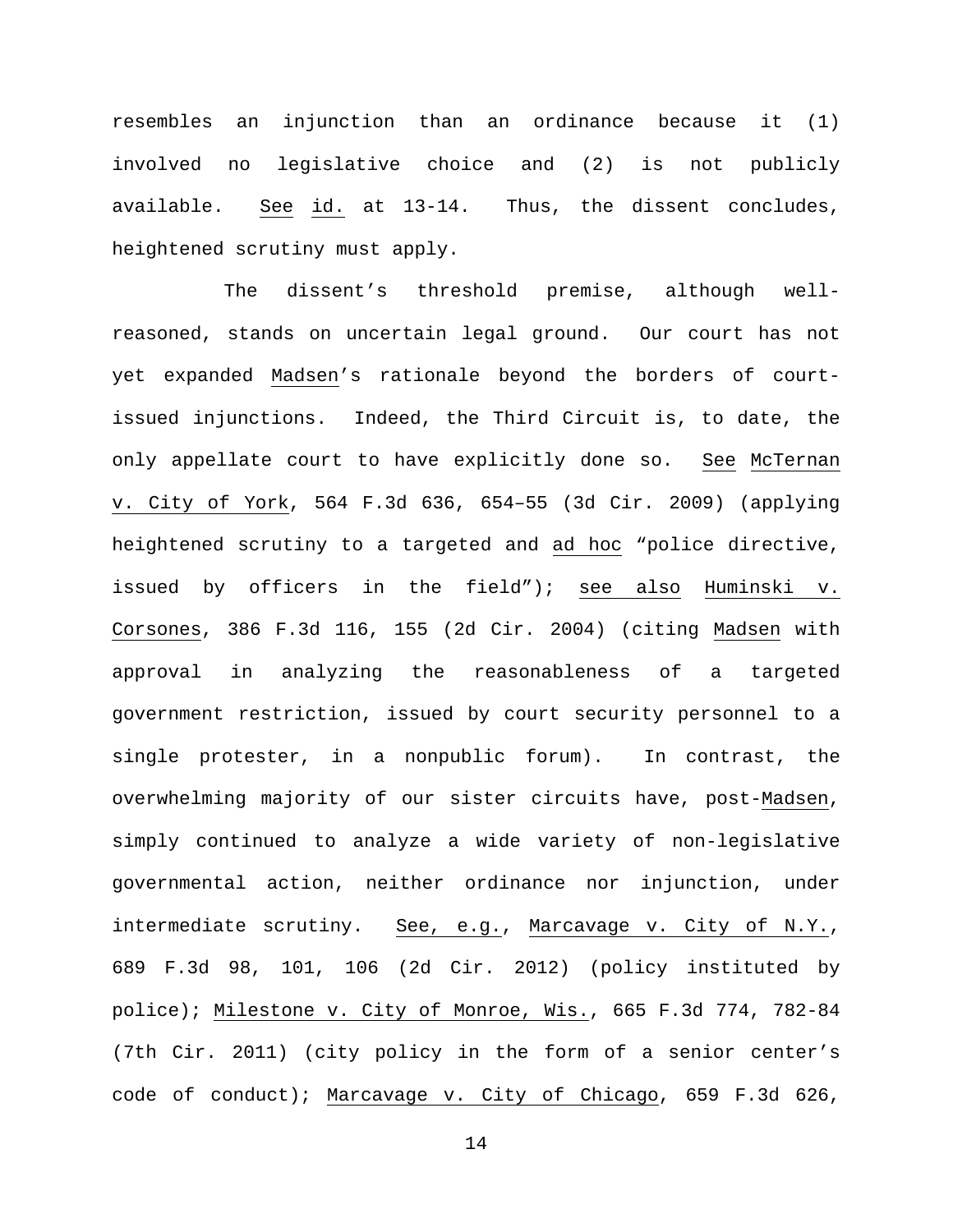resembles an injunction than an ordinance because it (1) involved no legislative choice and (2) is not publicly available. See id. at 13-14. Thus, the dissent concludes, heightened scrutiny must apply.

The dissent's threshold premise, although well-reasoned, stands on uncertain legal ground. Our court has not yet expanded Madsen's rationale beyond the borders of court-issued injunctions. Indeed, the Third Circuit is, to date, the only appellate court to have explicitly done so. See McTernan v. City of York, 564 F.3d 636, 654–55 (3d Cir. 2009) (applying heightened scrutiny to a targeted and ad hoc "police directive, issued by officers in the field"); see also Huminski v. Corsones, 386 F.3d 116, 155 (2d Cir. 2004) (citing Madsen with approval in analyzing the reasonableness of a targeted government restriction, issued by court security personnel to a single protester, in a nonpublic forum). In contrast, the overwhelming majority of our sister circuits have, post-Madsen, simply continued to analyze a wide variety of non-legislative governmental action, neither ordinance nor injunction, under intermediate scrutiny. See, e.g., Marcavage v. City of N.Y., 689 F.3d 98, 101, 106 (2d Cir. 2012) (policy instituted by police); Milestone v. City of Monroe, Wis., 665 F.3d 774, 782-84 (7th Cir. 2011) (city policy in the form of a senior center's code of conduct); Marcavage v. City of Chicago, 659 F.3d 626,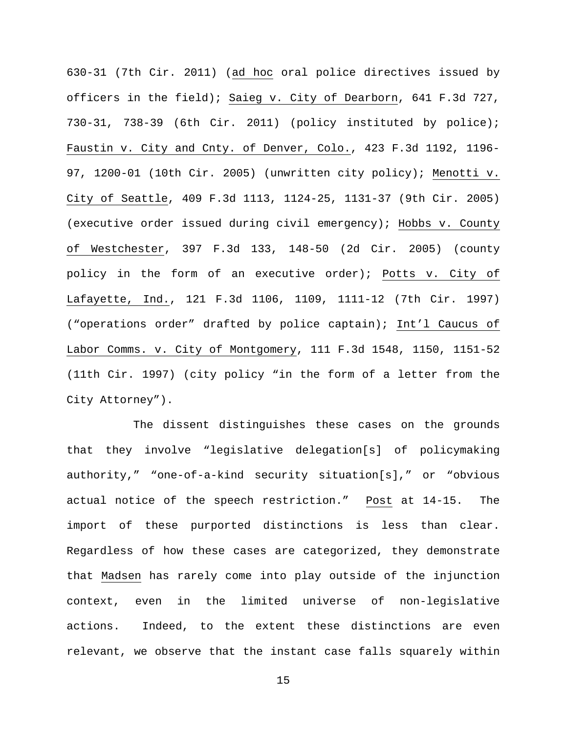630-31 (7th Cir. 2011) (_ad hoc_ oral police directives issued by officers in the field); _Saieg v. City of Dearborn_, 641 F.3d 727, 730-31, 738-39 (6th Cir. 2011) (policy instituted by police); _Faustin v. City and Cnty. of Denver, Colo._, 423 F.3d 1192, 1196-97, 1200-01 (10th Cir. 2005) (unwritten city policy); _Menotti v. City of Seattle_, 409 F.3d 1113, 1124-25, 1131-37 (9th Cir. 2005) (executive order issued during civil emergency); _Hobbs v. County of Westchester_, 397 F.3d 133, 148-50 (2d Cir. 2005) (county policy in the form of an executive order); _Potts v. City of Lafayette, Ind._, 121 F.3d 1106, 1109, 1111-12 (7th Cir. 1997) ("operations order" drafted by police captain); _Int'l Caucus of Labor Comms. v. City of Montgomery_, 111 F.3d 1548, 1150, 1151-52 (11th Cir. 1997) (city policy "in the form of a letter from the City Attorney").

The dissent distinguishes these cases on the grounds that they involve "legislative delegation[s] of policymaking authority," "one-of-a-kind security situation[s]," or "obvious actual notice of the speech restriction." _Post_ at 14-15. The import of these purported distinctions is less than clear. Regardless of how these cases are categorized, they demonstrate that _Madsen_ has rarely come into play outside of the injunction context, even in the limited universe of non-legislative actions. Indeed, to the extent these distinctions are even relevant, we observe that the instant case falls squarely within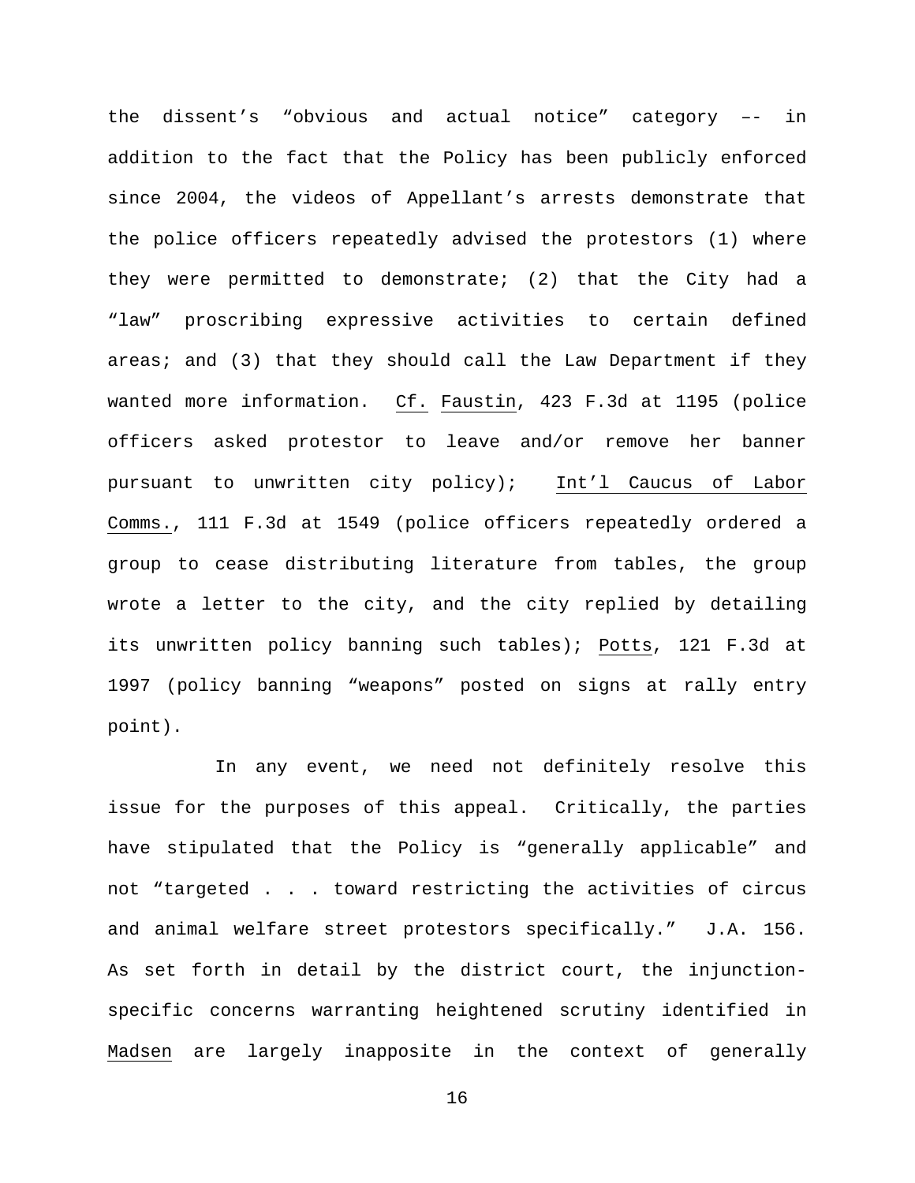the dissent's "obvious and actual notice" category –– in addition to the fact that the Policy has been publicly enforced since 2004, the videos of Appellant's arrests demonstrate that the police officers repeatedly advised the protestors (1) where they were permitted to demonstrate; (2) that the City had a "law" proscribing expressive activities to certain defined areas; and (3) that they should call the Law Department if they wanted more information. Cf. Faustin, 423 F.3d at 1195 (police officers asked protestor to leave and/or remove her banner pursuant to unwritten city policy); Int'l Caucus of Labor Comms., 111 F.3d at 1549 (police officers repeatedly ordered a group to cease distributing literature from tables, the group wrote a letter to the city, and the city replied by detailing its unwritten policy banning such tables); Potts, 121 F.3d at 1997 (policy banning "weapons" posted on signs at rally entry point).

In any event, we need not definitely resolve this issue for the purposes of this appeal. Critically, the parties have stipulated that the Policy is "generally applicable" and not "targeted . . . toward restricting the activities of circus and animal welfare street protestors specifically." J.A. 156. As set forth in detail by the district court, the injunction-specific concerns warranting heightened scrutiny identified in Madsen are largely inapposite in the context of generally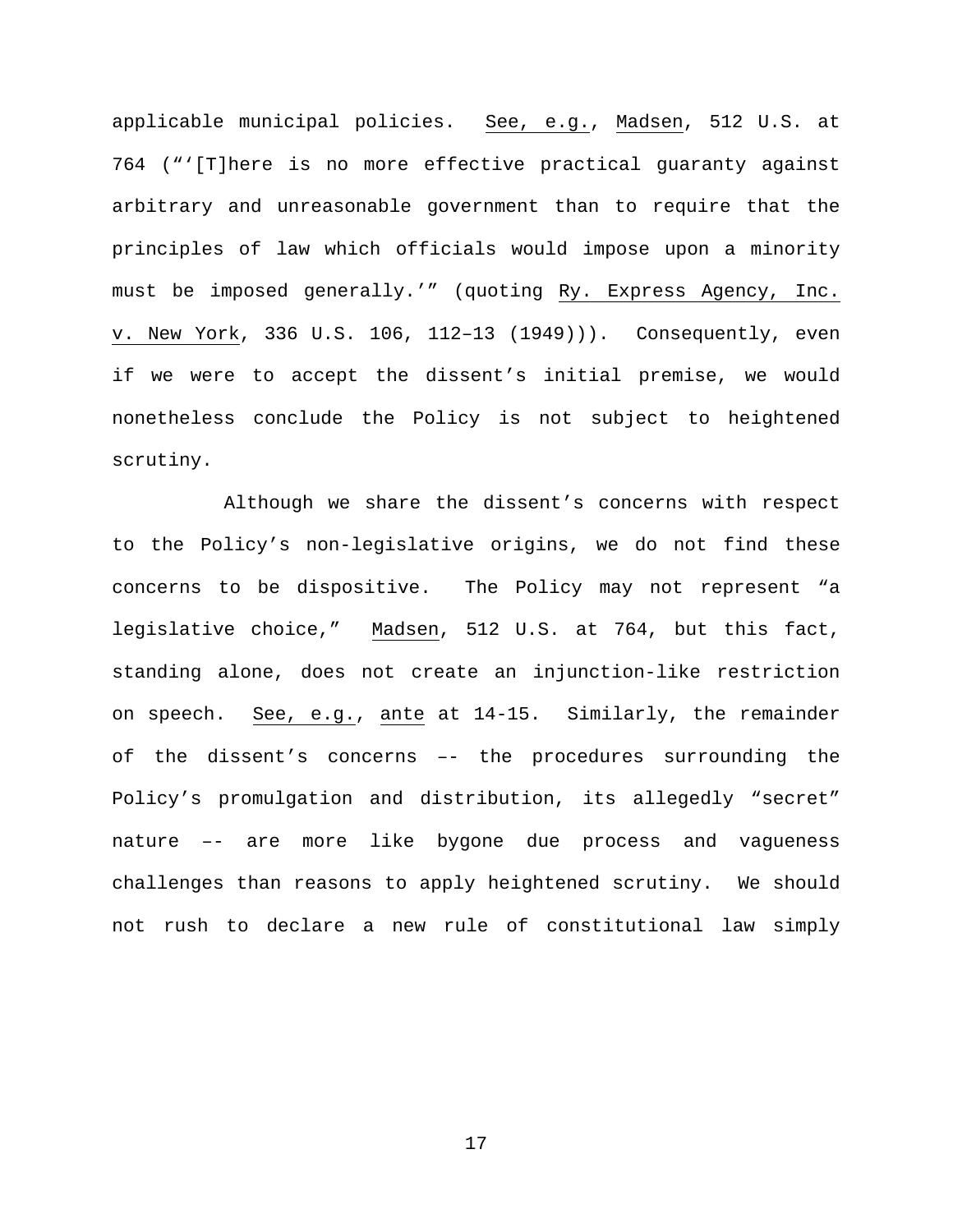applicable municipal policies. _See, e.g._, _Madsen_, 512 U.S. at 764 ("'[T]here is no more effective practical guaranty against arbitrary and unreasonable government than to require that the principles of law which officials would impose upon a minority must be imposed generally.'" (quoting _Ry. Express Agency, Inc. v. New York_, 336 U.S. 106, 112–13 (1949))). Consequently, even if we were to accept the dissent's initial premise, we would nonetheless conclude the Policy is not subject to heightened scrutiny.

Although we share the dissent's concerns with respect to the Policy's non-legislative origins, we do not find these concerns to be dispositive. The Policy may not represent "a legislative choice," _Madsen_, 512 U.S. at 764, but this fact, standing alone, does not create an injunction-like restriction on speech. _See, e.g._, _ante_ at 14-15. Similarly, the remainder of the dissent's concerns –- the procedures surrounding the Policy's promulgation and distribution, its allegedly "secret" nature –- are more like bygone due process and vagueness challenges than reasons to apply heightened scrutiny. We should not rush to declare a new rule of constitutional law simply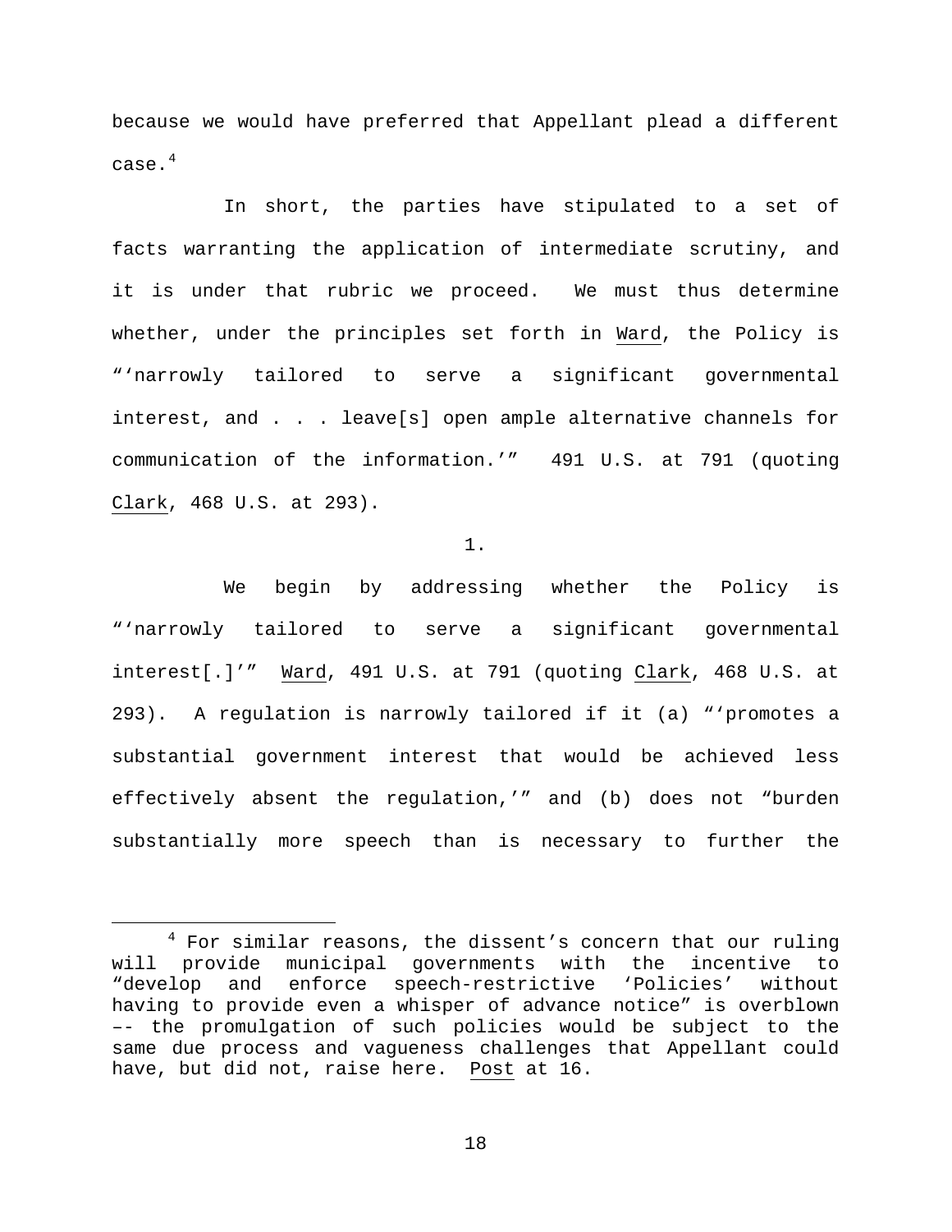because we would have preferred that Appellant plead a different case.[4]

In short, the parties have stipulated to a set of facts warranting the application of intermediate scrutiny, and it is under that rubric we proceed. We must thus determine whether, under the principles set forth in Ward, the Policy is "'narrowly tailored to serve a significant governmental interest, and . . . leave[s] open ample alternative channels for communication of the information.'" 491 U.S. at 791 (quoting Clark, 468 U.S. at 293).

1.

We begin by addressing whether the Policy is "'narrowly tailored to serve a significant governmental interest[.]'" Ward, 491 U.S. at 791 (quoting Clark, 468 U.S. at 293). A regulation is narrowly tailored if it (a) "'promotes a substantial government interest that would be achieved less effectively absent the regulation,'" and (b) does not "burden substantially more speech than is necessary to further the

[4] For similar reasons, the dissent's concern that our ruling will provide municipal governments with the incentive to "develop and enforce speech-restrictive 'Policies' without having to provide even a whisper of advance notice" is overblown –- the promulgation of such policies would be subject to the same due process and vagueness challenges that Appellant could have, but did not, raise here. Post at 16.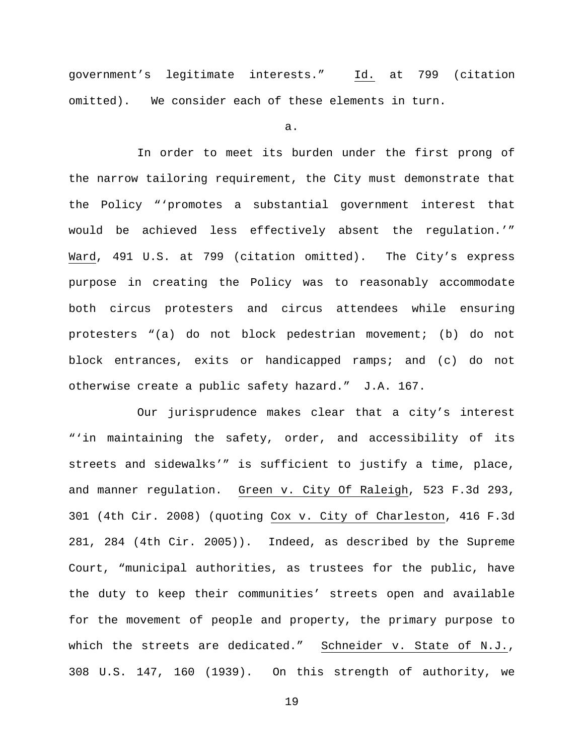government's legitimate interests." Id. at 799 (citation omitted). We consider each of these elements in turn.

a.

In order to meet its burden under the first prong of the narrow tailoring requirement, the City must demonstrate that the Policy "'promotes a substantial government interest that would be achieved less effectively absent the regulation.'" Ward, 491 U.S. at 799 (citation omitted). The City's express purpose in creating the Policy was to reasonably accommodate both circus protesters and circus attendees while ensuring protesters "(a) do not block pedestrian movement; (b) do not block entrances, exits or handicapped ramps; and (c) do not otherwise create a public safety hazard." J.A. 167.

Our jurisprudence makes clear that a city's interest "'in maintaining the safety, order, and accessibility of its streets and sidewalks'" is sufficient to justify a time, place, and manner regulation. Green v. City Of Raleigh, 523 F.3d 293, 301 (4th Cir. 2008) (quoting Cox v. City of Charleston, 416 F.3d 281, 284 (4th Cir. 2005)). Indeed, as described by the Supreme Court, "municipal authorities, as trustees for the public, have the duty to keep their communities' streets open and available for the movement of people and property, the primary purpose to which the streets are dedicated." Schneider v. State of N.J., 308 U.S. 147, 160 (1939). On this strength of authority, we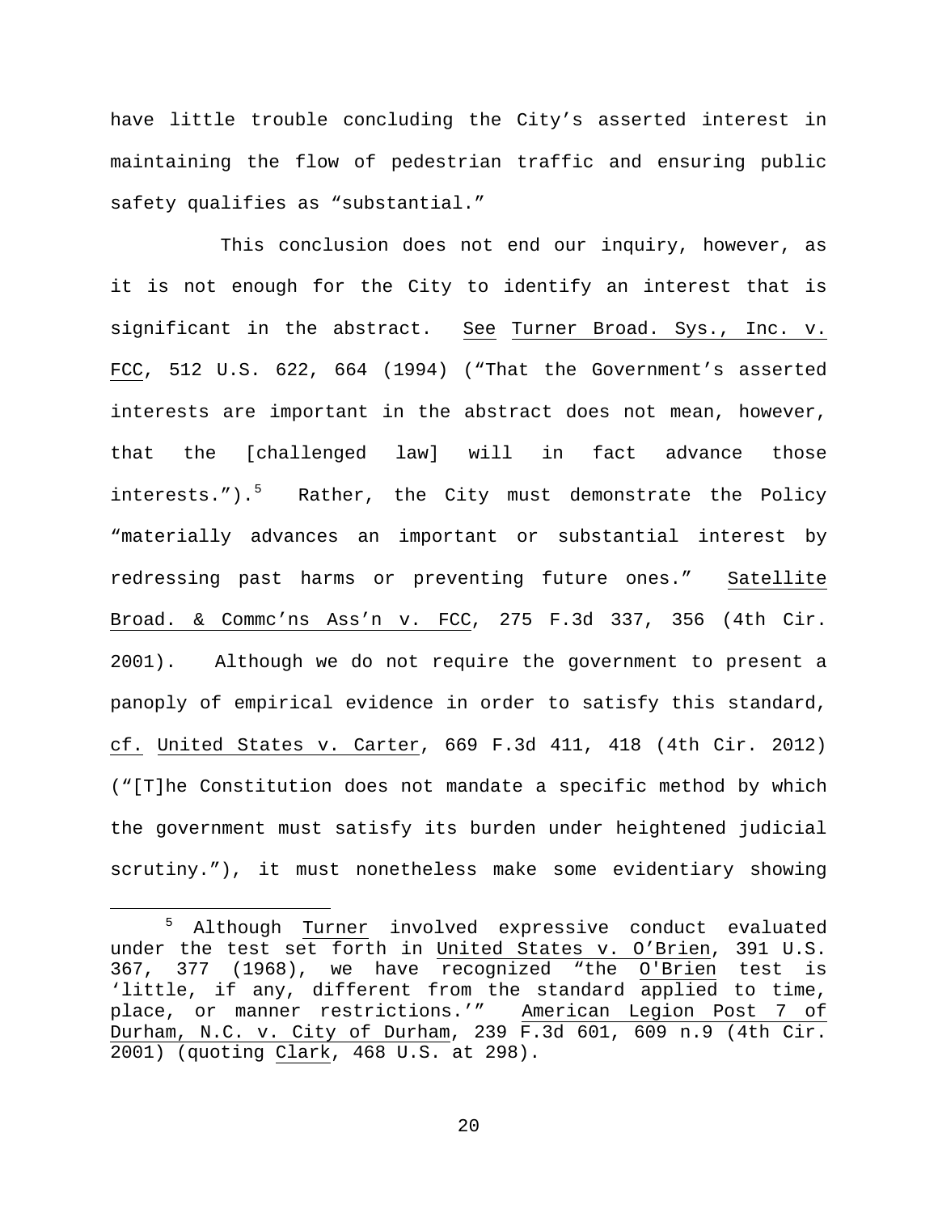have little trouble concluding the City's asserted interest in maintaining the flow of pedestrian traffic and ensuring public safety qualifies as "substantial."

This conclusion does not end our inquiry, however, as it is not enough for the City to identify an interest that is significant in the abstract. See Turner Broad. Sys., Inc. v. FCC, 512 U.S. 622, 664 (1994) ("That the Government's asserted interests are important in the abstract does not mean, however, that the [challenged law] will in fact advance those interests.").[5] Rather, the City must demonstrate the Policy "materially advances an important or substantial interest by redressing past harms or preventing future ones." Satellite Broad. & Commc'ns Ass'n v. FCC, 275 F.3d 337, 356 (4th Cir. 2001). Although we do not require the government to present a panoply of empirical evidence in order to satisfy this standard, cf. United States v. Carter, 669 F.3d 411, 418 (4th Cir. 2012) ("[T]he Constitution does not mandate a specific method by which the government must satisfy its burden under heightened judicial scrutiny."), it must nonetheless make some evidentiary showing

[5] Although Turner involved expressive conduct evaluated under the test set forth in United States v. O'Brien, 391 U.S. 367, 377 (1968), we have recognized "the O'Brien test is 'little, if any, different from the standard applied to time, place, or manner restrictions.'" American Legion Post 7 of Durham, N.C. v. City of Durham, 239 F.3d 601, 609 n.9 (4th Cir. 2001) (quoting Clark, 468 U.S. at 298).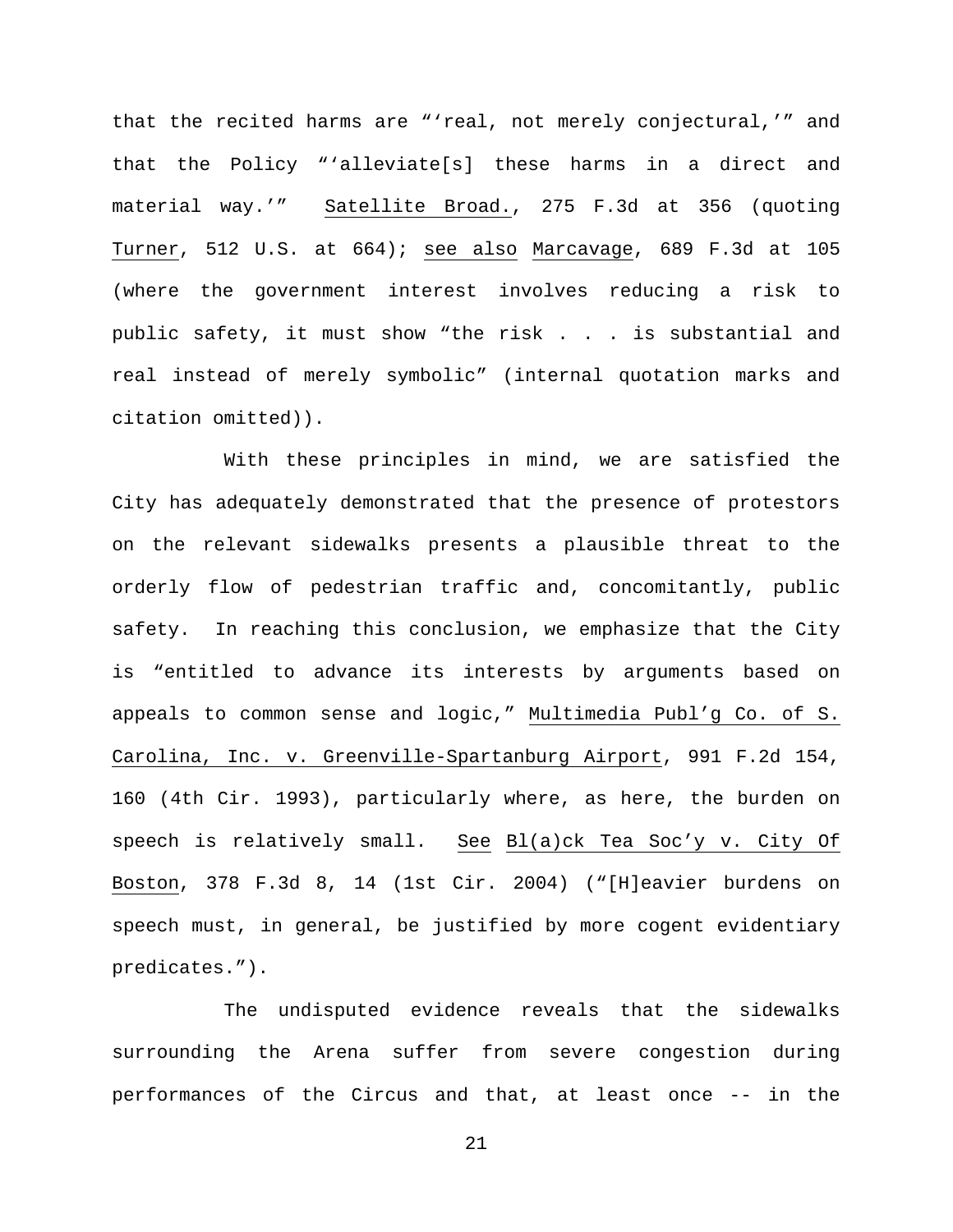that the recited harms are "'real, not merely conjectural,'" and that the Policy "'alleviate[s] these harms in a direct and material way.'" Satellite Broad., 275 F.3d at 356 (quoting Turner, 512 U.S. at 664); see also Marcavage, 689 F.3d at 105 (where the government interest involves reducing a risk to public safety, it must show "the risk . . . is substantial and real instead of merely symbolic" (internal quotation marks and citation omitted)).

With these principles in mind, we are satisfied the City has adequately demonstrated that the presence of protestors on the relevant sidewalks presents a plausible threat to the orderly flow of pedestrian traffic and, concomitantly, public safety. In reaching this conclusion, we emphasize that the City is "entitled to advance its interests by arguments based on appeals to common sense and logic," Multimedia Publ'g Co. of S. Carolina, Inc. v. Greenville-Spartanburg Airport, 991 F.2d 154, 160 (4th Cir. 1993), particularly where, as here, the burden on speech is relatively small. See Bl(a)ck Tea Soc'y v. City Of Boston, 378 F.3d 8, 14 (1st Cir. 2004) ("[H]eavier burdens on speech must, in general, be justified by more cogent evidentiary predicates.").

The undisputed evidence reveals that the sidewalks surrounding the Arena suffer from severe congestion during performances of the Circus and that, at least once -- in the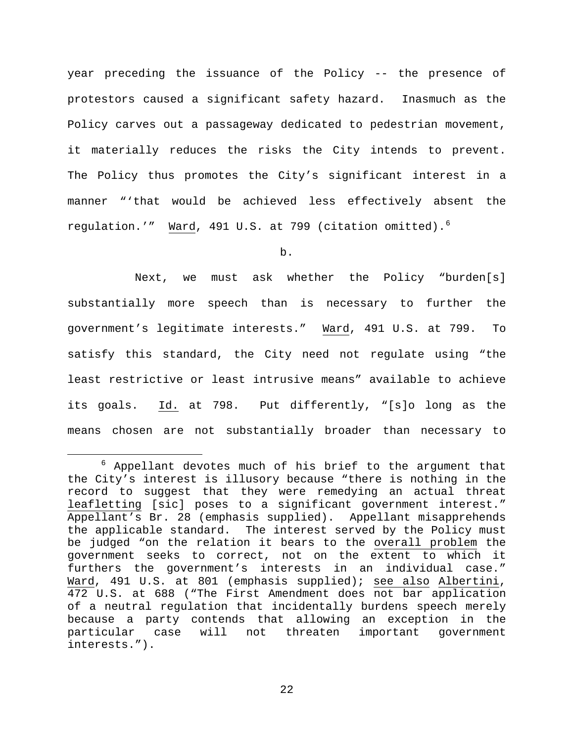year preceding the issuance of the Policy -- the presence of protestors caused a significant safety hazard. Inasmuch as the Policy carves out a passageway dedicated to pedestrian movement, it materially reduces the risks the City intends to prevent. The Policy thus promotes the City's significant interest in a manner "'that would be achieved less effectively absent the regulation.'" Ward, 491 U.S. at 799 (citation omitted).[6]

b.

Next, we must ask whether the Policy "burden[s] substantially more speech than is necessary to further the government's legitimate interests." Ward, 491 U.S. at 799. To satisfy this standard, the City need not regulate using "the least restrictive or least intrusive means" available to achieve its goals. Id. at 798. Put differently, "[s]o long as the means chosen are not substantially broader than necessary to

---

[6] Appellant devotes much of his brief to the argument that the City's interest is illusory because "there is nothing in the record to suggest that they were remedying an actual threat leafletting [sic] poses to a significant government interest." Appellant's Br. 28 (emphasis supplied). Appellant misapprehends the applicable standard. The interest served by the Policy must be judged "on the relation it bears to the overall problem the government seeks to correct, not on the extent to which it furthers the government's interests in an individual case." Ward, 491 U.S. at 801 (emphasis supplied); see also Albertini, 472 U.S. at 688 ("The First Amendment does not bar application of a neutral regulation that incidentally burdens speech merely because a party contends that allowing an exception in the particular case will not threaten important government interests.").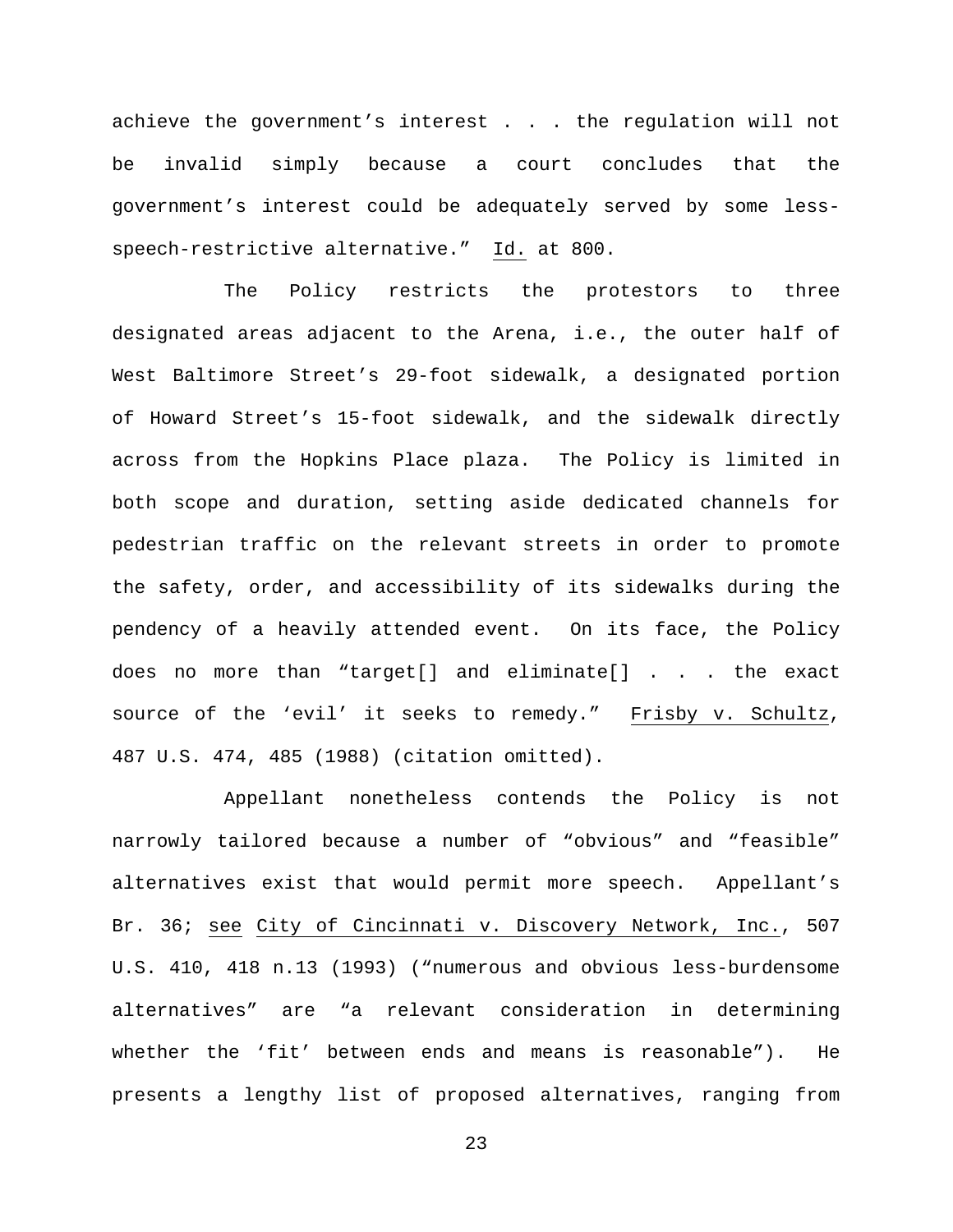achieve the government's interest . . . the regulation will not be invalid simply because a court concludes that the government's interest could be adequately served by some less-speech-restrictive alternative." Id. at 800.

The Policy restricts the protestors to three designated areas adjacent to the Arena, i.e., the outer half of West Baltimore Street's 29-foot sidewalk, a designated portion of Howard Street's 15-foot sidewalk, and the sidewalk directly across from the Hopkins Place plaza. The Policy is limited in both scope and duration, setting aside dedicated channels for pedestrian traffic on the relevant streets in order to promote the safety, order, and accessibility of its sidewalks during the pendency of a heavily attended event. On its face, the Policy does no more than "target[] and eliminate[] . . . the exact source of the 'evil' it seeks to remedy." Frisby v. Schultz, 487 U.S. 474, 485 (1988) (citation omitted).

Appellant nonetheless contends the Policy is not narrowly tailored because a number of "obvious" and "feasible" alternatives exist that would permit more speech. Appellant's Br. 36; see City of Cincinnati v. Discovery Network, Inc., 507 U.S. 410, 418 n.13 (1993) ("numerous and obvious less-burdensome alternatives" are "a relevant consideration in determining whether the 'fit' between ends and means is reasonable"). He presents a lengthy list of proposed alternatives, ranging from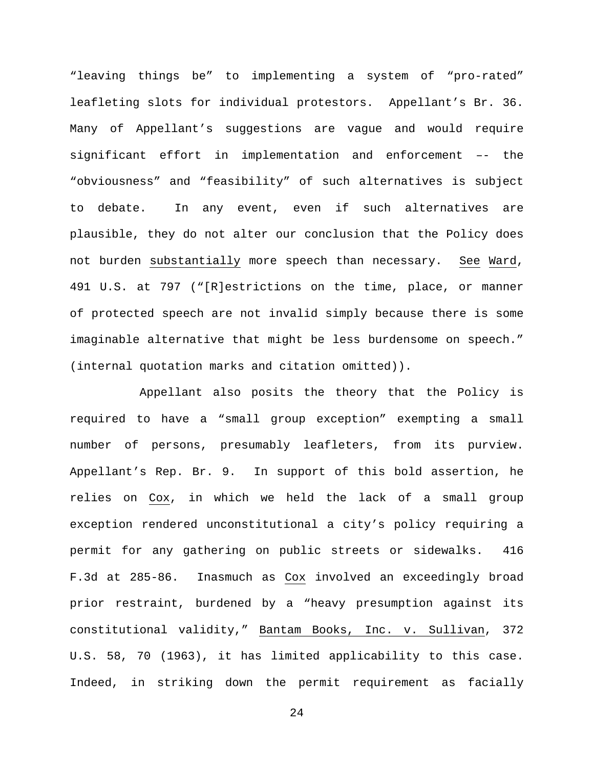"leaving things be" to implementing a system of "pro-rated" leafleting slots for individual protestors. Appellant's Br. 36. Many of Appellant's suggestions are vague and would require significant effort in implementation and enforcement –- the "obviousness" and "feasibility" of such alternatives is subject to debate. In any event, even if such alternatives are plausible, they do not alter our conclusion that the Policy does not burden <u>substantially</u> more speech than necessary. <u>See</u> <u>Ward</u>, 491 U.S. at 797 ("[R]estrictions on the time, place, or manner of protected speech are not invalid simply because there is some imaginable alternative that might be less burdensome on speech." (internal quotation marks and citation omitted)).

Appellant also posits the theory that the Policy is required to have a "small group exception" exempting a small number of persons, presumably leafleters, from its purview. Appellant's Rep. Br. 9. In support of this bold assertion, he relies on <u>Cox</u>, in which we held the lack of a small group exception rendered unconstitutional a city's policy requiring a permit for any gathering on public streets or sidewalks. 416 F.3d at 285-86. Inasmuch as <u>Cox</u> involved an exceedingly broad prior restraint, burdened by a "heavy presumption against its constitutional validity," <u>Bantam Books, Inc. v. Sullivan</u>, 372 U.S. 58, 70 (1963), it has limited applicability to this case. Indeed, in striking down the permit requirement as facially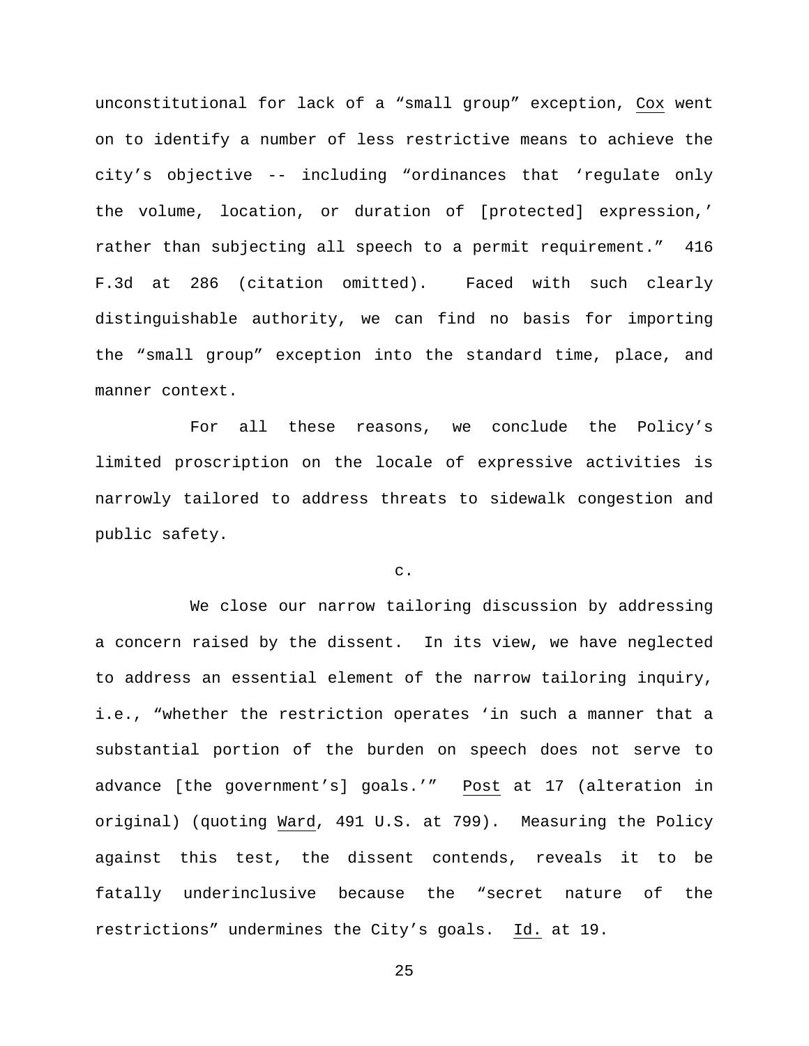unconstitutional for lack of a "small group" exception, Cox went on to identify a number of less restrictive means to achieve the city's objective -- including "ordinances that 'regulate only the volume, location, or duration of [protected] expression,' rather than subjecting all speech to a permit requirement." 416 F.3d at 286 (citation omitted). Faced with such clearly distinguishable authority, we can find no basis for importing the "small group" exception into the standard time, place, and manner context.

For all these reasons, we conclude the Policy's limited proscription on the locale of expressive activities is narrowly tailored to address threats to sidewalk congestion and public safety.

c.

We close our narrow tailoring discussion by addressing a concern raised by the dissent. In its view, we have neglected to address an essential element of the narrow tailoring inquiry, i.e., "whether the restriction operates 'in such a manner that a substantial portion of the burden on speech does not serve to advance [the government's] goals.'" Post at 17 (alteration in original) (quoting Ward, 491 U.S. at 799). Measuring the Policy against this test, the dissent contends, reveals it to be fatally underinclusive because the "secret nature of the restrictions" undermines the City's goals. Id. at 19.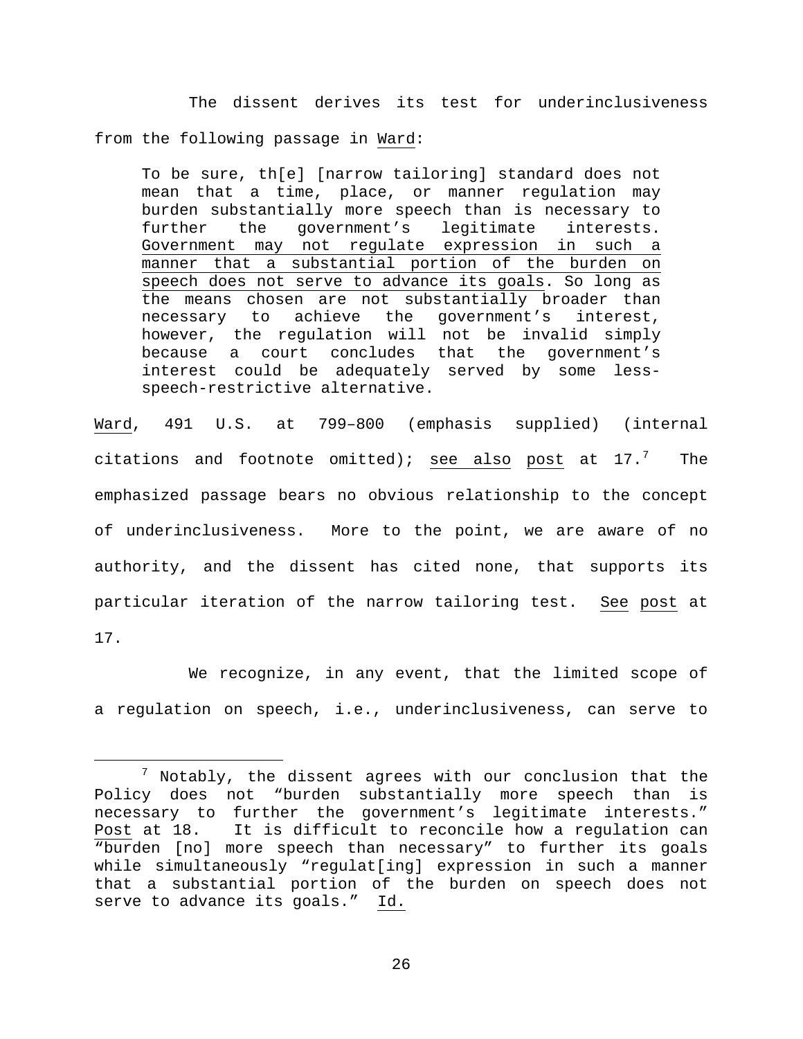The dissent derives its test for underinclusiveness from the following passage in Ward:

> To be sure, th[e] [narrow tailoring] standard does not mean that a time, place, or manner regulation may burden substantially more speech than is necessary to further the government's legitimate interests. Government may not regulate expression in such a manner that a substantial portion of the burden on speech does not serve to advance its goals. So long as the means chosen are not substantially broader than necessary to achieve the government's interest, however, the regulation will not be invalid simply because a court concludes that the government's interest could be adequately served by some less-speech-restrictive alternative.

Ward, 491 U.S. at 799–800 (emphasis supplied) (internal citations and footnote omitted); see also post at 17.[7] The emphasized passage bears no obvious relationship to the concept of underinclusiveness. More to the point, we are aware of no authority, and the dissent has cited none, that supports its particular iteration of the narrow tailoring test. See post at 17.

We recognize, in any event, that the limited scope of a regulation on speech, i.e., underinclusiveness, can serve to

[7] Notably, the dissent agrees with our conclusion that the Policy does not "burden substantially more speech than is necessary to further the government's legitimate interests." Post at 18. It is difficult to reconcile how a regulation can "burden [no] more speech than necessary" to further its goals while simultaneously "regulat[ing] expression in such a manner that a substantial portion of the burden on speech does not serve to advance its goals." Id.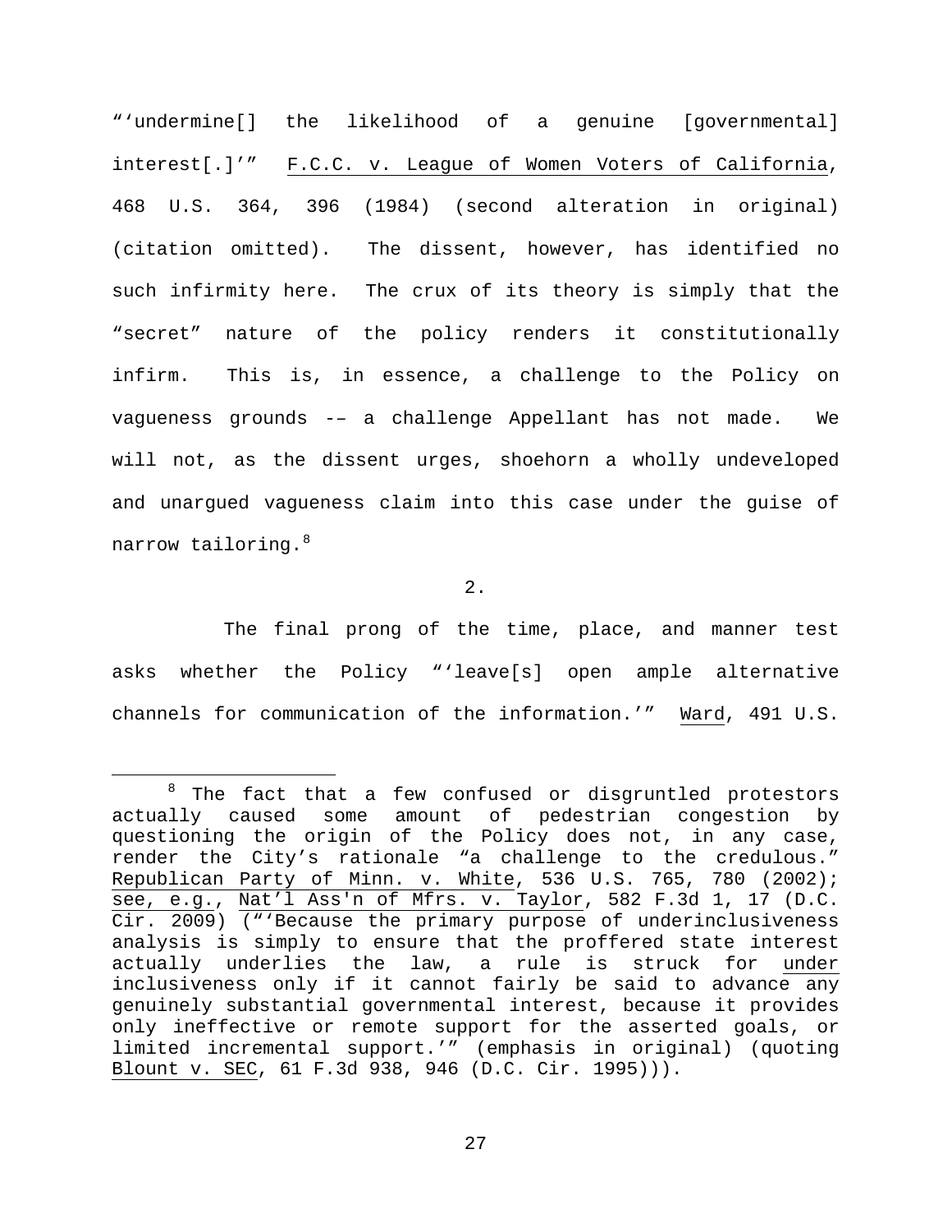"'undermine[] the likelihood of a genuine [governmental] interest[.]'" F.C.C. v. League of Women Voters of California, 468 U.S. 364, 396 (1984) (second alteration in original) (citation omitted). The dissent, however, has identified no such infirmity here. The crux of its theory is simply that the "secret" nature of the policy renders it constitutionally infirm. This is, in essence, a challenge to the Policy on vagueness grounds -– a challenge Appellant has not made. We will not, as the dissent urges, shoehorn a wholly undeveloped and unargued vagueness claim into this case under the guise of narrow tailoring.[8]

2.

The final prong of the time, place, and manner test asks whether the Policy "'leave[s] open ample alternative channels for communication of the information.'" Ward, 491 U.S.

---

[8] The fact that a few confused or disgruntled protestors actually caused some amount of pedestrian congestion by questioning the origin of the Policy does not, in any case, render the City's rationale "a challenge to the credulous." Republican Party of Minn. v. White, 536 U.S. 765, 780 (2002); see, e.g., Nat'l Ass'n of Mfrs. v. Taylor, 582 F.3d 1, 17 (D.C. Cir. 2009) ("'Because the primary purpose of underinclusiveness analysis is simply to ensure that the proffered state interest actually underlies the law, a rule is struck for under inclusiveness only if it cannot fairly be said to advance any genuinely substantial governmental interest, because it provides only ineffective or remote support for the asserted goals, or limited incremental support.'" (emphasis in original) (quoting Blount v. SEC, 61 F.3d 938, 946 (D.C. Cir. 1995))).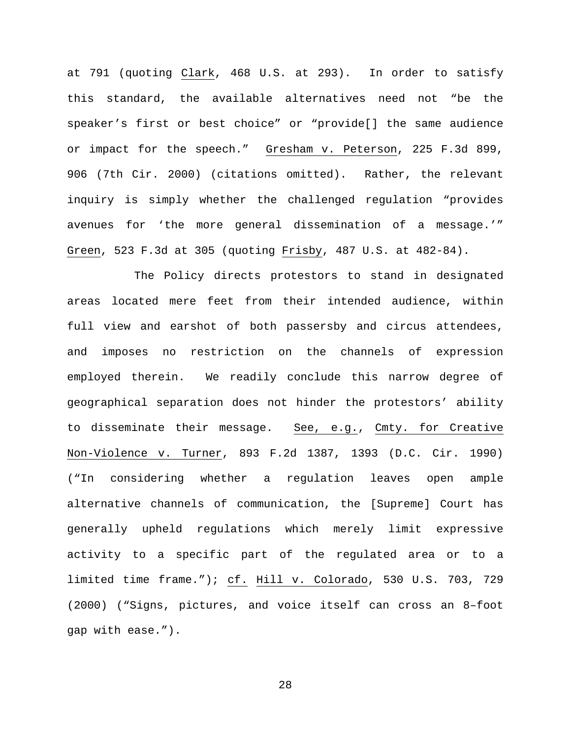at 791 (quoting Clark, 468 U.S. at 293). In order to satisfy this standard, the available alternatives need not "be the speaker's first or best choice" or "provide[] the same audience or impact for the speech." Gresham v. Peterson, 225 F.3d 899, 906 (7th Cir. 2000) (citations omitted). Rather, the relevant inquiry is simply whether the challenged regulation "provides avenues for 'the more general dissemination of a message.'" Green, 523 F.3d at 305 (quoting Frisby, 487 U.S. at 482-84).

The Policy directs protestors to stand in designated areas located mere feet from their intended audience, within full view and earshot of both passersby and circus attendees, and imposes no restriction on the channels of expression employed therein. We readily conclude this narrow degree of geographical separation does not hinder the protestors' ability to disseminate their message. See, e.g., Cmty. for Creative Non-Violence v. Turner, 893 F.2d 1387, 1393 (D.C. Cir. 1990) ("In considering whether a regulation leaves open ample alternative channels of communication, the [Supreme] Court has generally upheld regulations which merely limit expressive activity to a specific part of the regulated area or to a limited time frame."); cf. Hill v. Colorado, 530 U.S. 703, 729 (2000) ("Signs, pictures, and voice itself can cross an 8–foot gap with ease.").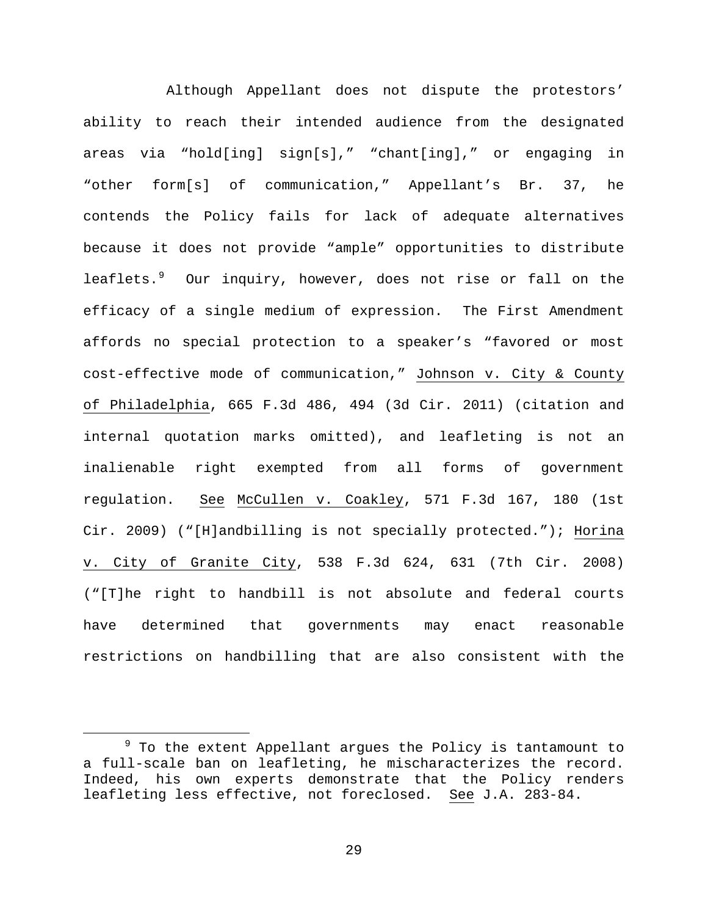Although Appellant does not dispute the protestors' ability to reach their intended audience from the designated areas via "hold[ing] sign[s]," "chant[ing]," or engaging in "other form[s] of communication," Appellant's Br. 37, he contends the Policy fails for lack of adequate alternatives because it does not provide "ample" opportunities to distribute leaflets.[9] Our inquiry, however, does not rise or fall on the efficacy of a single medium of expression. The First Amendment affords no special protection to a speaker's "favored or most cost-effective mode of communication," Johnson v. City & County of Philadelphia, 665 F.3d 486, 494 (3d Cir. 2011) (citation and internal quotation marks omitted), and leafleting is not an inalienable right exempted from all forms of government regulation. See McCullen v. Coakley, 571 F.3d 167, 180 (1st Cir. 2009) ("[H]andbilling is not specially protected."); Horina v. City of Granite City, 538 F.3d 624, 631 (7th Cir. 2008) ("[T]he right to handbill is not absolute and federal courts have determined that governments may enact reasonable restrictions on handbilling that are also consistent with the

[9] To the extent Appellant argues the Policy is tantamount to a full-scale ban on leafleting, he mischaracterizes the record. Indeed, his own experts demonstrate that the Policy renders leafleting less effective, not foreclosed. See J.A. 283-84.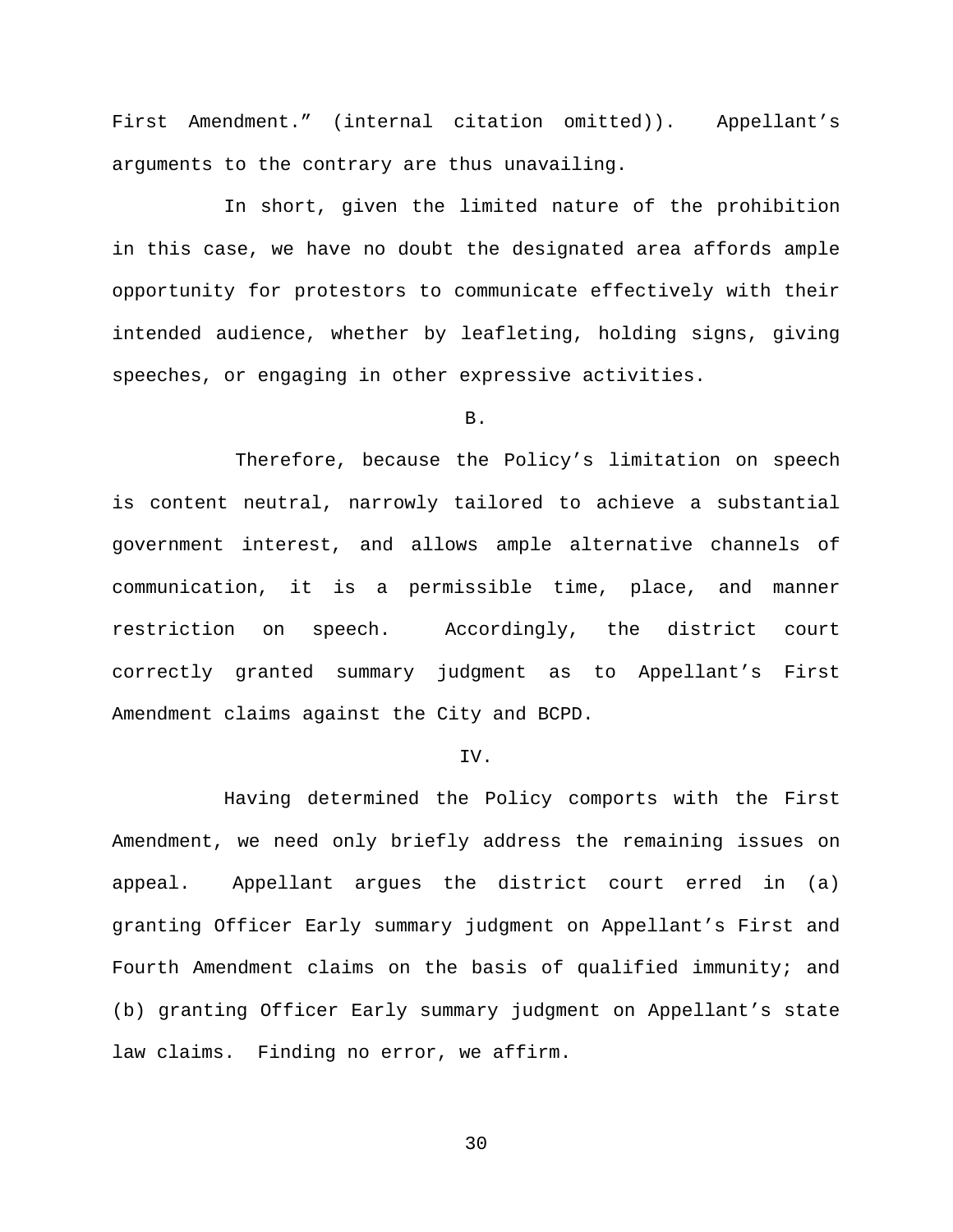First Amendment." (internal citation omitted)). Appellant's arguments to the contrary are thus unavailing.

In short, given the limited nature of the prohibition in this case, we have no doubt the designated area affords ample opportunity for protestors to communicate effectively with their intended audience, whether by leafleting, holding signs, giving speeches, or engaging in other expressive activities.

B.

Therefore, because the Policy's limitation on speech is content neutral, narrowly tailored to achieve a substantial government interest, and allows ample alternative channels of communication, it is a permissible time, place, and manner restriction on speech. Accordingly, the district court correctly granted summary judgment as to Appellant's First Amendment claims against the City and BCPD.

IV.

Having determined the Policy comports with the First Amendment, we need only briefly address the remaining issues on appeal. Appellant argues the district court erred in (a) granting Officer Early summary judgment on Appellant's First and Fourth Amendment claims on the basis of qualified immunity; and (b) granting Officer Early summary judgment on Appellant's state law claims. Finding no error, we affirm.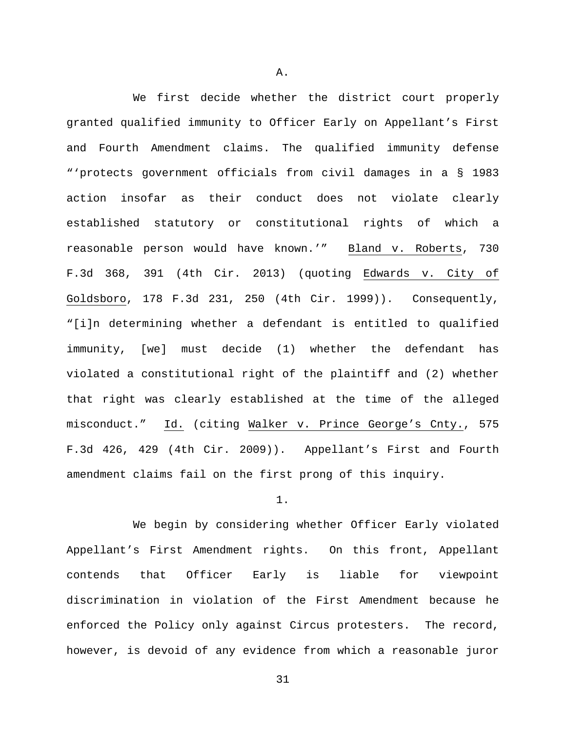A.

We first decide whether the district court properly granted qualified immunity to Officer Early on Appellant's First and Fourth Amendment claims. The qualified immunity defense "'protects government officials from civil damages in a § 1983 action insofar as their conduct does not violate clearly established statutory or constitutional rights of which a reasonable person would have known.'" Bland v. Roberts, 730 F.3d 368, 391 (4th Cir. 2013) (quoting Edwards v. City of Goldsboro, 178 F.3d 231, 250 (4th Cir. 1999)). Consequently, "[i]n determining whether a defendant is entitled to qualified immunity, [we] must decide (1) whether the defendant has violated a constitutional right of the plaintiff and (2) whether that right was clearly established at the time of the alleged misconduct." Id. (citing Walker v. Prince George's Cnty., 575 F.3d 426, 429 (4th Cir. 2009)). Appellant's First and Fourth amendment claims fail on the first prong of this inquiry.

1.

We begin by considering whether Officer Early violated Appellant's First Amendment rights. On this front, Appellant contends that Officer Early is liable for viewpoint discrimination in violation of the First Amendment because he enforced the Policy only against Circus protesters. The record, however, is devoid of any evidence from which a reasonable juror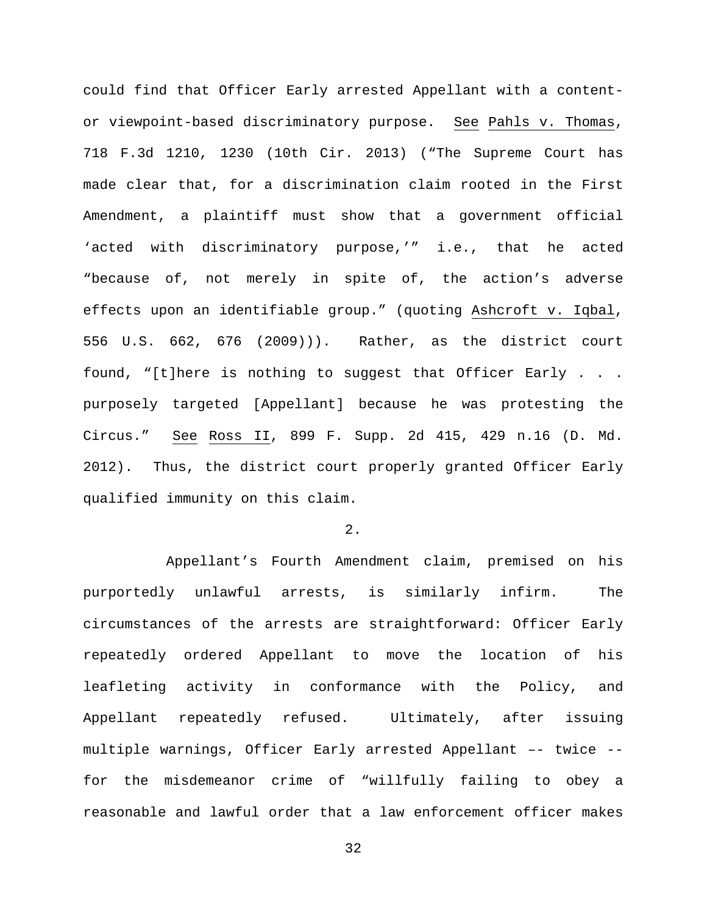could find that Officer Early arrested Appellant with a content- or viewpoint-based discriminatory purpose. See Pahls v. Thomas, 718 F.3d 1210, 1230 (10th Cir. 2013) ("The Supreme Court has made clear that, for a discrimination claim rooted in the First Amendment, a plaintiff must show that a government official 'acted with discriminatory purpose,'" i.e., that he acted "because of, not merely in spite of, the action's adverse effects upon an identifiable group." (quoting Ashcroft v. Iqbal, 556 U.S. 662, 676 (2009))). Rather, as the district court found, "[t]here is nothing to suggest that Officer Early . . . purposely targeted [Appellant] because he was protesting the Circus." See Ross II, 899 F. Supp. 2d 415, 429 n.16 (D. Md. 2012). Thus, the district court properly granted Officer Early qualified immunity on this claim.

2.

Appellant's Fourth Amendment claim, premised on his purportedly unlawful arrests, is similarly infirm. The circumstances of the arrests are straightforward: Officer Early repeatedly ordered Appellant to move the location of his leafleting activity in conformance with the Policy, and Appellant repeatedly refused. Ultimately, after issuing multiple warnings, Officer Early arrested Appellant –– twice -- for the misdemeanor crime of "willfully failing to obey a reasonable and lawful order that a law enforcement officer makes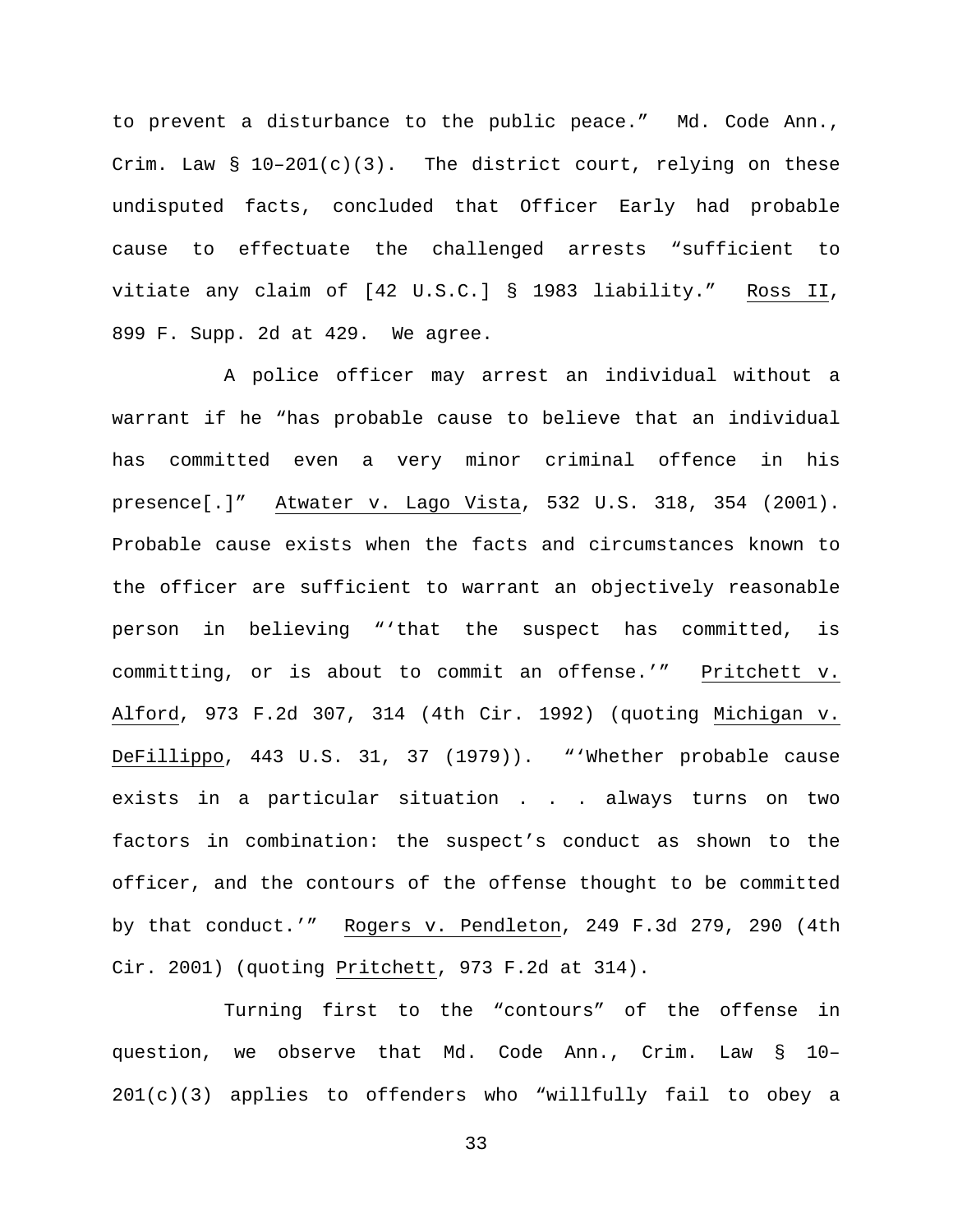to prevent a disturbance to the public peace." Md. Code Ann., Crim. Law § 10–201(c)(3). The district court, relying on these undisputed facts, concluded that Officer Early had probable cause to effectuate the challenged arrests "sufficient to vitiate any claim of [42 U.S.C.] § 1983 liability." Ross II, 899 F. Supp. 2d at 429. We agree.

A police officer may arrest an individual without a warrant if he "has probable cause to believe that an individual has committed even a very minor criminal offence in his presence[.]" Atwater v. Lago Vista, 532 U.S. 318, 354 (2001). Probable cause exists when the facts and circumstances known to the officer are sufficient to warrant an objectively reasonable person in believing "'that the suspect has committed, is committing, or is about to commit an offense.'" Pritchett v. Alford, 973 F.2d 307, 314 (4th Cir. 1992) (quoting Michigan v. DeFillippo, 443 U.S. 31, 37 (1979)). "'Whether probable cause exists in a particular situation . . . always turns on two factors in combination: the suspect's conduct as shown to the officer, and the contours of the offense thought to be committed by that conduct.'" Rogers v. Pendleton, 249 F.3d 279, 290 (4th Cir. 2001) (quoting Pritchett, 973 F.2d at 314).

Turning first to the "contours" of the offense in question, we observe that Md. Code Ann., Crim. Law § 10–201(c)(3) applies to offenders who "willfully fail to obey a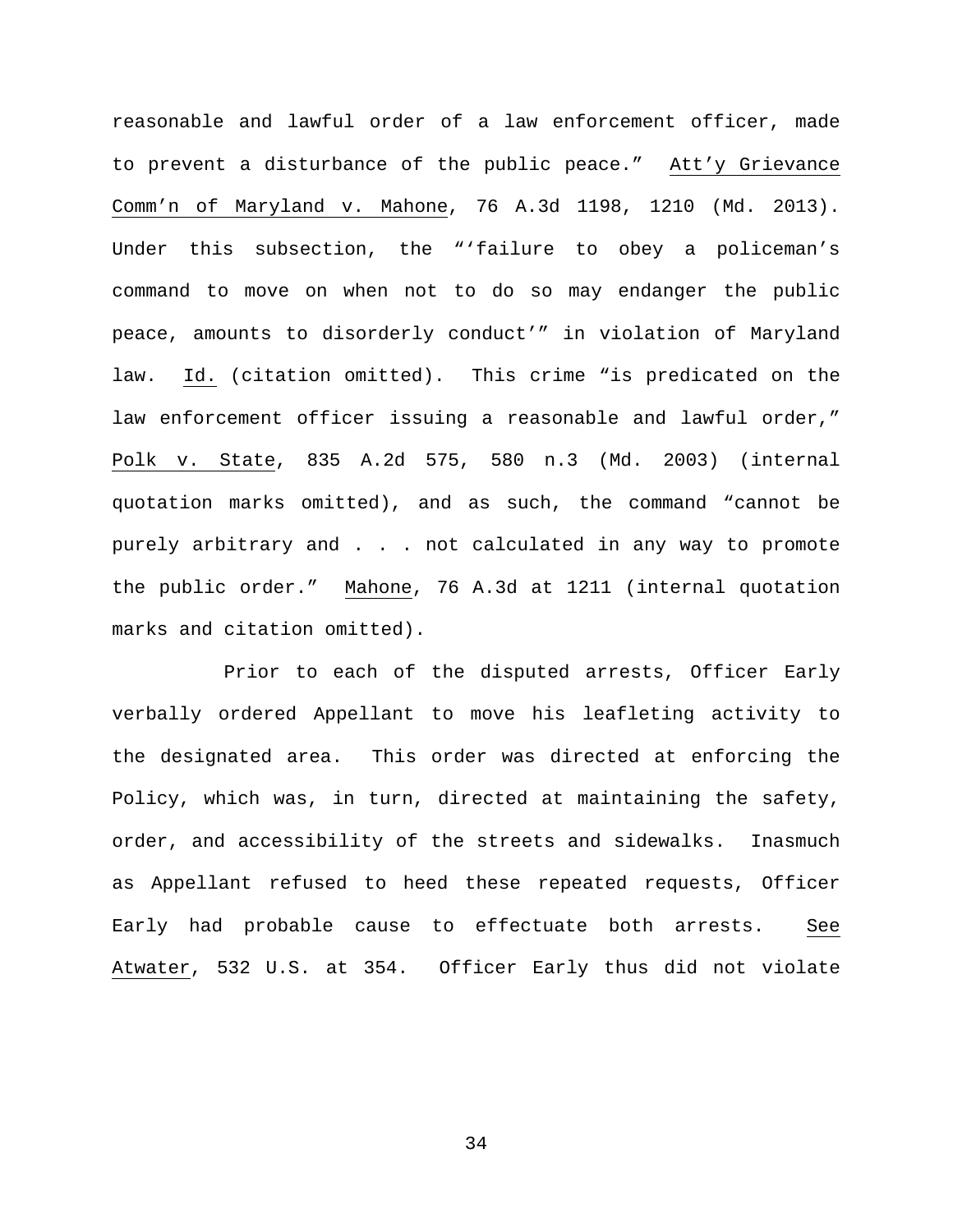reasonable and lawful order of a law enforcement officer, made to prevent a disturbance of the public peace." Att'y Grievance Comm'n of Maryland v. Mahone, 76 A.3d 1198, 1210 (Md. 2013). Under this subsection, the "'failure to obey a policeman's command to move on when not to do so may endanger the public peace, amounts to disorderly conduct'" in violation of Maryland law. Id. (citation omitted). This crime "is predicated on the law enforcement officer issuing a reasonable and lawful order," Polk v. State, 835 A.2d 575, 580 n.3 (Md. 2003) (internal quotation marks omitted), and as such, the command "cannot be purely arbitrary and . . . not calculated in any way to promote the public order." Mahone, 76 A.3d at 1211 (internal quotation marks and citation omitted).

Prior to each of the disputed arrests, Officer Early verbally ordered Appellant to move his leafleting activity to the designated area. This order was directed at enforcing the Policy, which was, in turn, directed at maintaining the safety, order, and accessibility of the streets and sidewalks. Inasmuch as Appellant refused to heed these repeated requests, Officer Early had probable cause to effectuate both arrests. See Atwater, 532 U.S. at 354. Officer Early thus did not violate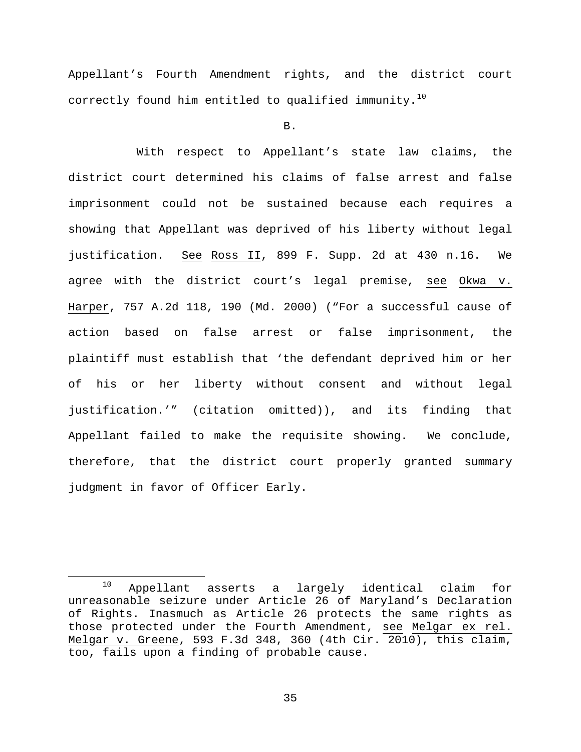Appellant's Fourth Amendment rights, and the district court correctly found him entitled to qualified immunity.[10]

B.

With respect to Appellant's state law claims, the district court determined his claims of false arrest and false imprisonment could not be sustained because each requires a showing that Appellant was deprived of his liberty without legal justification. See Ross II, 899 F. Supp. 2d at 430 n.16. We agree with the district court's legal premise, see Okwa v. Harper, 757 A.2d 118, 190 (Md. 2000) ("For a successful cause of action based on false arrest or false imprisonment, the plaintiff must establish that 'the defendant deprived him or her of his or her liberty without consent and without legal justification.'" (citation omitted)), and its finding that Appellant failed to make the requisite showing. We conclude, therefore, that the district court properly granted summary judgment in favor of Officer Early.

---

[10] Appellant asserts a largely identical claim for unreasonable seizure under Article 26 of Maryland's Declaration of Rights. Inasmuch as Article 26 protects the same rights as those protected under the Fourth Amendment, see Melgar ex rel. Melgar v. Greene, 593 F.3d 348, 360 (4th Cir. 2010), this claim, too, fails upon a finding of probable cause.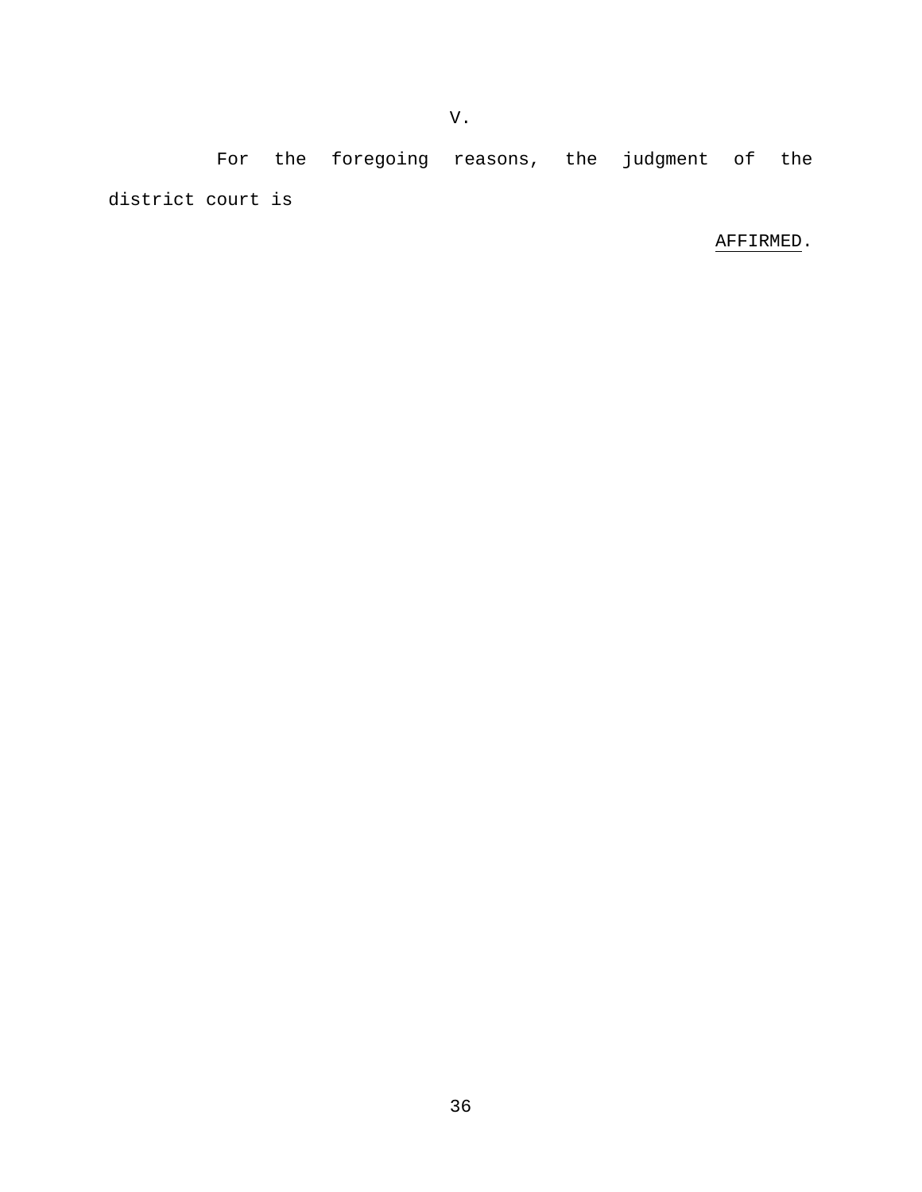## V.

For the foregoing reasons, the judgment of the district court is

AFFIRMED.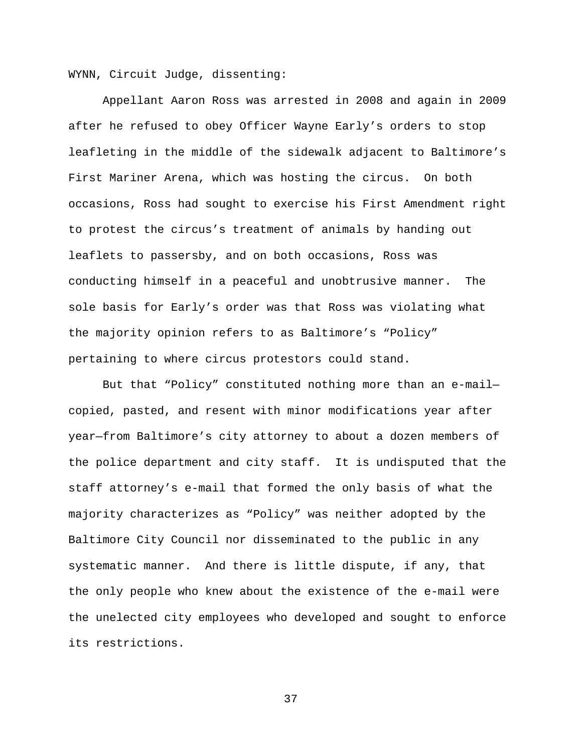WYNN, Circuit Judge, dissenting:

Appellant Aaron Ross was arrested in 2008 and again in 2009 after he refused to obey Officer Wayne Early’s orders to stop leafleting in the middle of the sidewalk adjacent to Baltimore’s First Mariner Arena, which was hosting the circus. On both occasions, Ross had sought to exercise his First Amendment right to protest the circus’s treatment of animals by handing out leaflets to passersby, and on both occasions, Ross was conducting himself in a peaceful and unobtrusive manner. The sole basis for Early’s order was that Ross was violating what the majority opinion refers to as Baltimore’s “Policy” pertaining to where circus protestors could stand.

But that “Policy” constituted nothing more than an e-mail—copied, pasted, and resent with minor modifications year after year—from Baltimore’s city attorney to about a dozen members of the police department and city staff. It is undisputed that the staff attorney’s e-mail that formed the only basis of what the majority characterizes as “Policy” was neither adopted by the Baltimore City Council nor disseminated to the public in any systematic manner. And there is little dispute, if any, that the only people who knew about the existence of the e-mail were the unelected city employees who developed and sought to enforce its restrictions.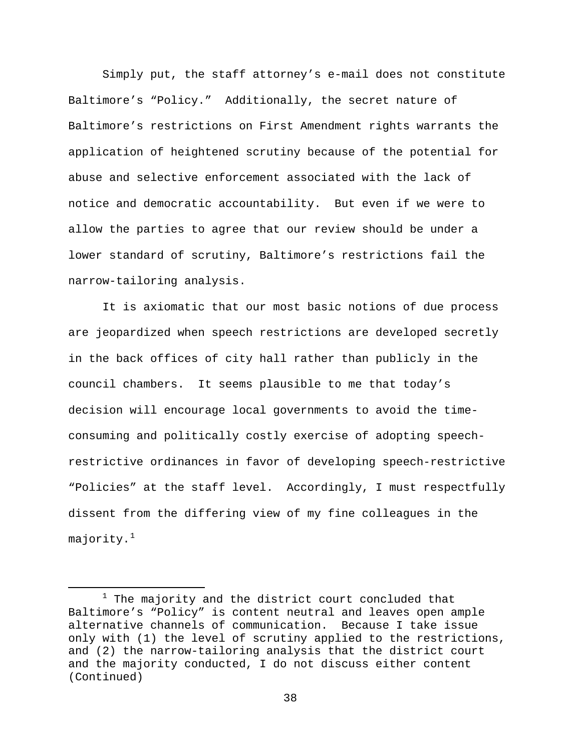Simply put, the staff attorney's e-mail does not constitute Baltimore's "Policy." Additionally, the secret nature of Baltimore's restrictions on First Amendment rights warrants the application of heightened scrutiny because of the potential for abuse and selective enforcement associated with the lack of notice and democratic accountability. But even if we were to allow the parties to agree that our review should be under a lower standard of scrutiny, Baltimore's restrictions fail the narrow-tailoring analysis.

It is axiomatic that our most basic notions of due process are jeopardized when speech restrictions are developed secretly in the back offices of city hall rather than publicly in the council chambers. It seems plausible to me that today's decision will encourage local governments to avoid the time-consuming and politically costly exercise of adopting speech-restrictive ordinances in favor of developing speech-restrictive "Policies" at the staff level. Accordingly, I must respectfully dissent from the differing view of my fine colleagues in the majority.[1]

---

[1] The majority and the district court concluded that Baltimore's "Policy" is content neutral and leaves open ample alternative channels of communication. Because I take issue only with (1) the level of scrutiny applied to the restrictions, and (2) the narrow-tailoring analysis that the district court and the majority conducted, I do not discuss either content (Continued)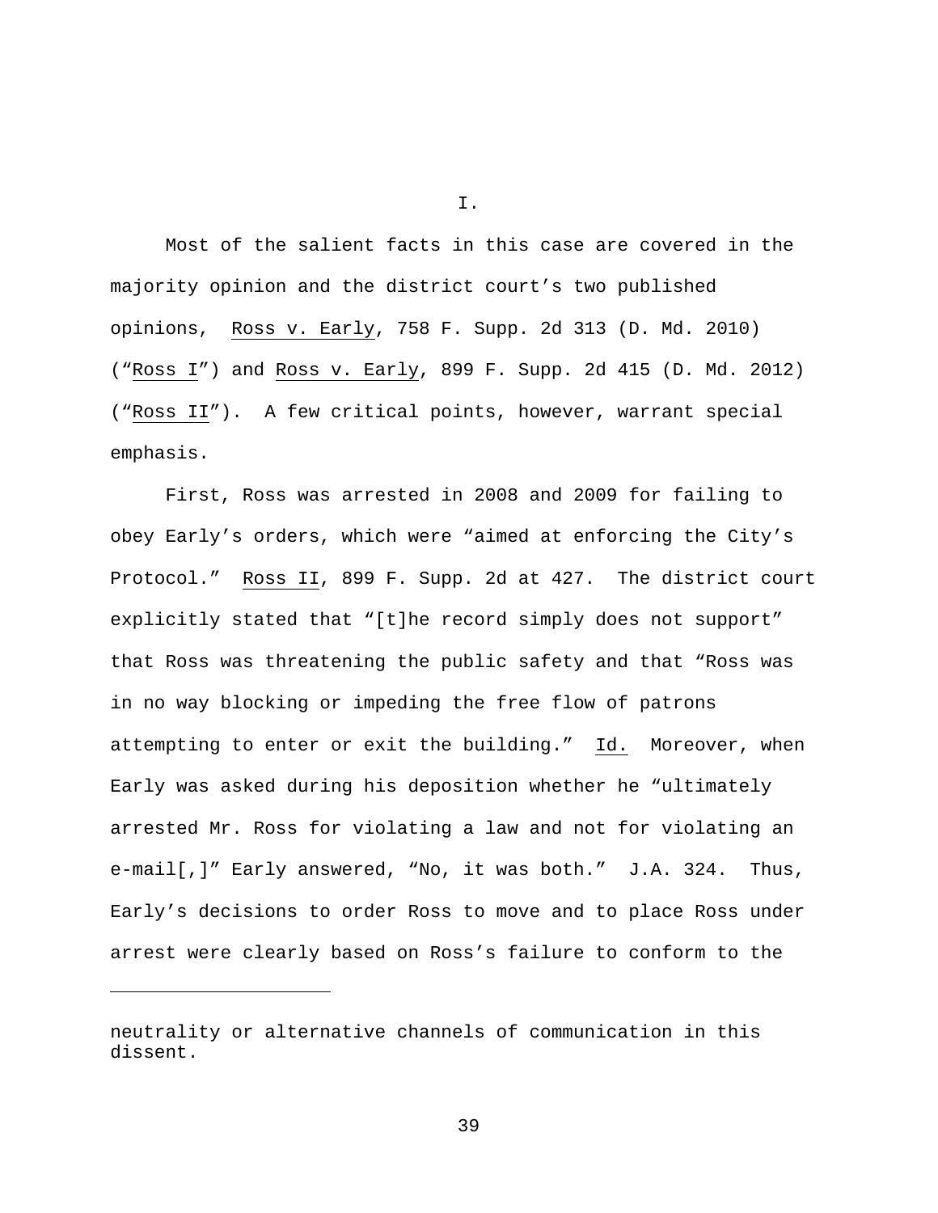I.

Most of the salient facts in this case are covered in the majority opinion and the district court's two published opinions, Ross v. Early, 758 F. Supp. 2d 313 (D. Md. 2010) ("Ross I") and Ross v. Early, 899 F. Supp. 2d 415 (D. Md. 2012) ("Ross II"). A few critical points, however, warrant special emphasis.

First, Ross was arrested in 2008 and 2009 for failing to obey Early's orders, which were "aimed at enforcing the City's Protocol." Ross II, 899 F. Supp. 2d at 427. The district court explicitly stated that "[t]he record simply does not support" that Ross was threatening the public safety and that "Ross was in no way blocking or impeding the free flow of patrons attempting to enter or exit the building." Id. Moreover, when Early was asked during his deposition whether he "ultimately arrested Mr. Ross for violating a law and not for violating an e-mail[,]" Early answered, "No, it was both." J.A. 324. Thus, Early's decisions to order Ross to move and to place Ross under arrest were clearly based on Ross's failure to conform to the

---

neutrality or alternative channels of communication in this dissent.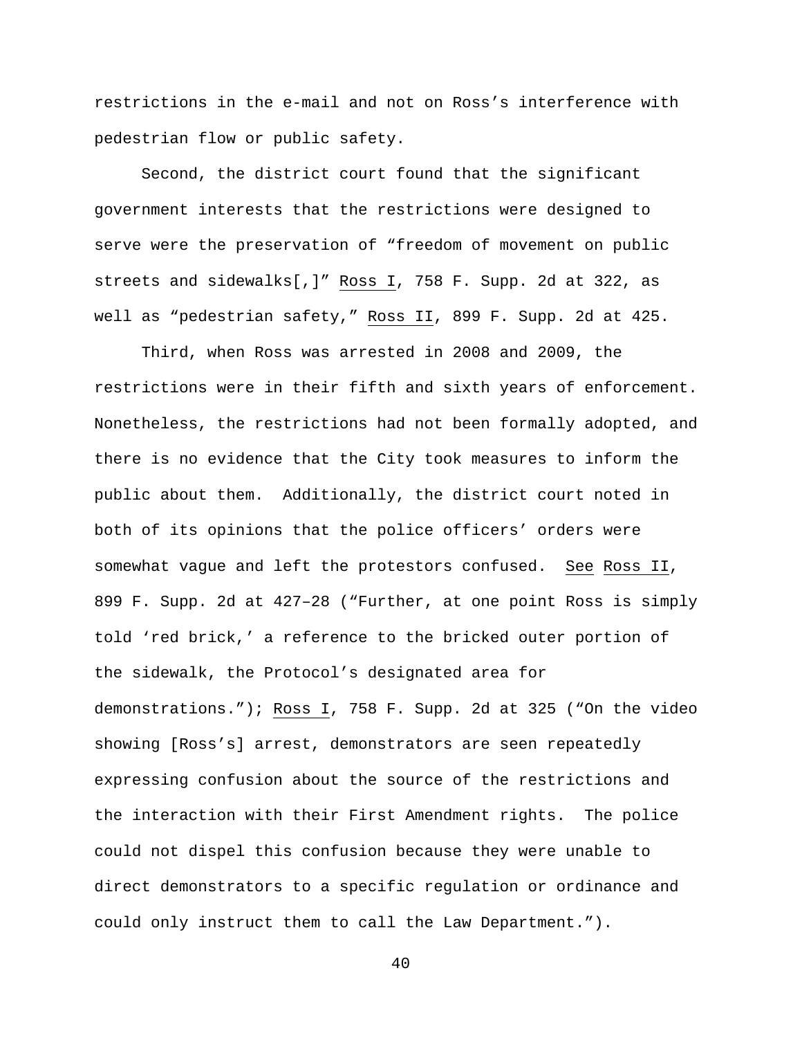restrictions in the e-mail and not on Ross's interference with pedestrian flow or public safety.

Second, the district court found that the significant government interests that the restrictions were designed to serve were the preservation of "freedom of movement on public streets and sidewalks[,]" Ross I, 758 F. Supp. 2d at 322, as well as "pedestrian safety," Ross II, 899 F. Supp. 2d at 425.

Third, when Ross was arrested in 2008 and 2009, the restrictions were in their fifth and sixth years of enforcement. Nonetheless, the restrictions had not been formally adopted, and there is no evidence that the City took measures to inform the public about them. Additionally, the district court noted in both of its opinions that the police officers' orders were somewhat vague and left the protestors confused. See Ross II, 899 F. Supp. 2d at 427–28 ("Further, at one point Ross is simply told 'red brick,' a reference to the bricked outer portion of the sidewalk, the Protocol's designated area for demonstrations."); Ross I, 758 F. Supp. 2d at 325 ("On the video showing [Ross's] arrest, demonstrators are seen repeatedly expressing confusion about the source of the restrictions and the interaction with their First Amendment rights. The police could not dispel this confusion because they were unable to direct demonstrators to a specific regulation or ordinance and could only instruct them to call the Law Department.").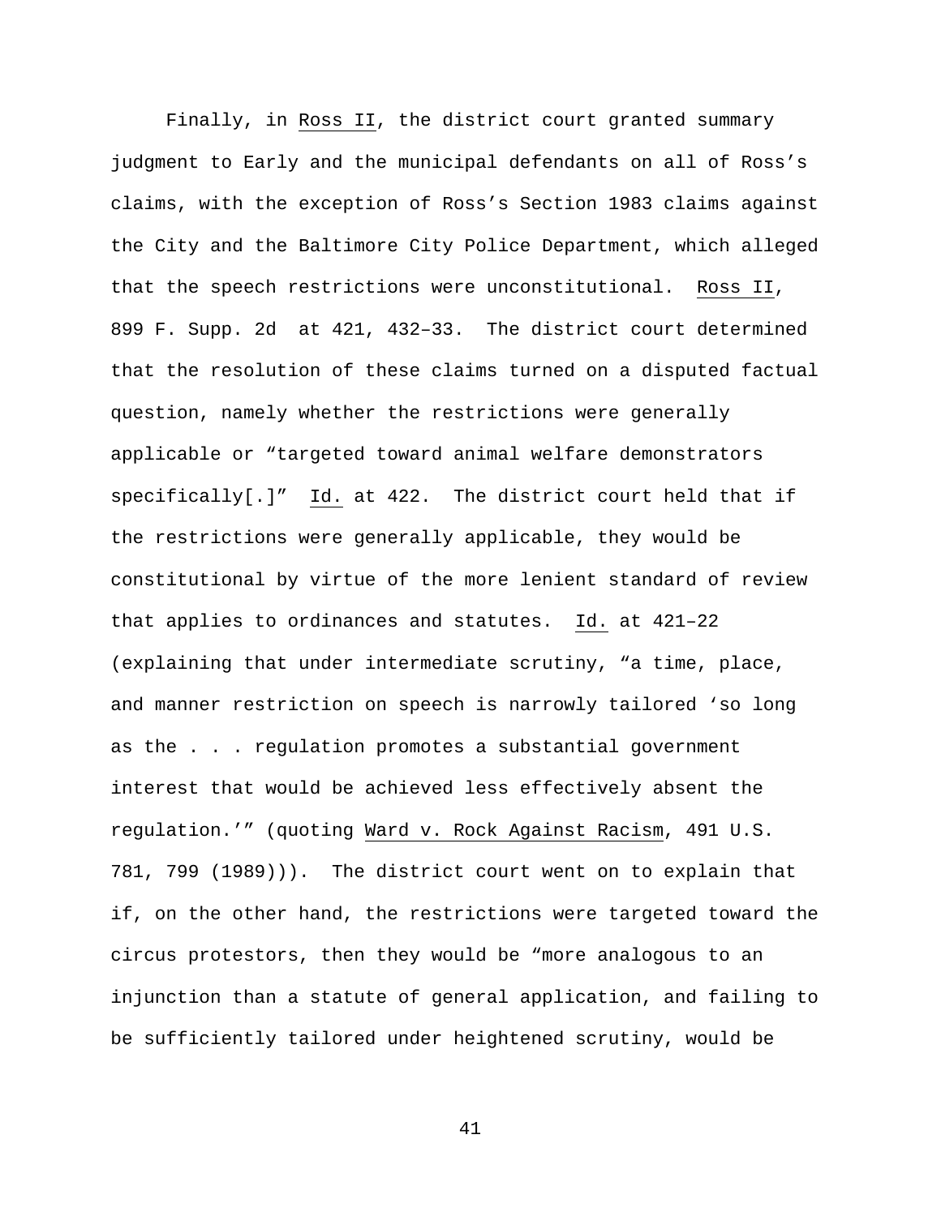Finally, in Ross II, the district court granted summary judgment to Early and the municipal defendants on all of Ross's claims, with the exception of Ross's Section 1983 claims against the City and the Baltimore City Police Department, which alleged that the speech restrictions were unconstitutional. Ross II, 899 F. Supp. 2d at 421, 432–33. The district court determined that the resolution of these claims turned on a disputed factual question, namely whether the restrictions were generally applicable or "targeted toward animal welfare demonstrators specifically[.]" Id. at 422. The district court held that if the restrictions were generally applicable, they would be constitutional by virtue of the more lenient standard of review that applies to ordinances and statutes. Id. at 421–22 (explaining that under intermediate scrutiny, "a time, place, and manner restriction on speech is narrowly tailored 'so long as the . . . regulation promotes a substantial government interest that would be achieved less effectively absent the regulation.'" (quoting Ward v. Rock Against Racism, 491 U.S. 781, 799 (1989))). The district court went on to explain that if, on the other hand, the restrictions were targeted toward the circus protestors, then they would be "more analogous to an injunction than a statute of general application, and failing to be sufficiently tailored under heightened scrutiny, would be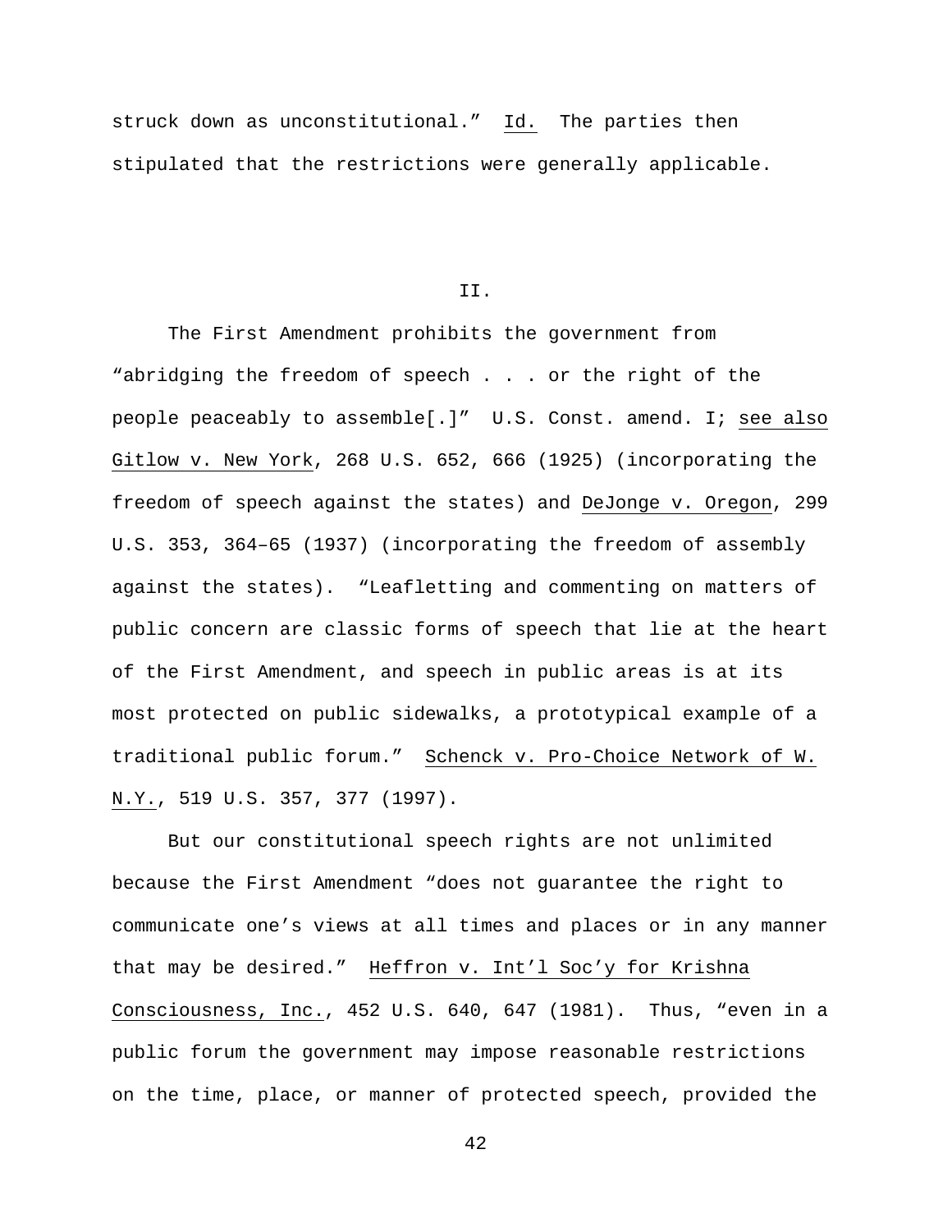struck down as unconstitutional." Id. The parties then stipulated that the restrictions were generally applicable.

## II.

The First Amendment prohibits the government from "abridging the freedom of speech . . . or the right of the people peaceably to assemble[.]" U.S. Const. amend. I; see also Gitlow v. New York, 268 U.S. 652, 666 (1925) (incorporating the freedom of speech against the states) and DeJonge v. Oregon, 299 U.S. 353, 364–65 (1937) (incorporating the freedom of assembly against the states). "Leafletting and commenting on matters of public concern are classic forms of speech that lie at the heart of the First Amendment, and speech in public areas is at its most protected on public sidewalks, a prototypical example of a traditional public forum." Schenck v. Pro-Choice Network of W. N.Y., 519 U.S. 357, 377 (1997).

But our constitutional speech rights are not unlimited because the First Amendment "does not guarantee the right to communicate one's views at all times and places or in any manner that may be desired." Heffron v. Int'l Soc'y for Krishna Consciousness, Inc., 452 U.S. 640, 647 (1981). Thus, "even in a public forum the government may impose reasonable restrictions on the time, place, or manner of protected speech, provided the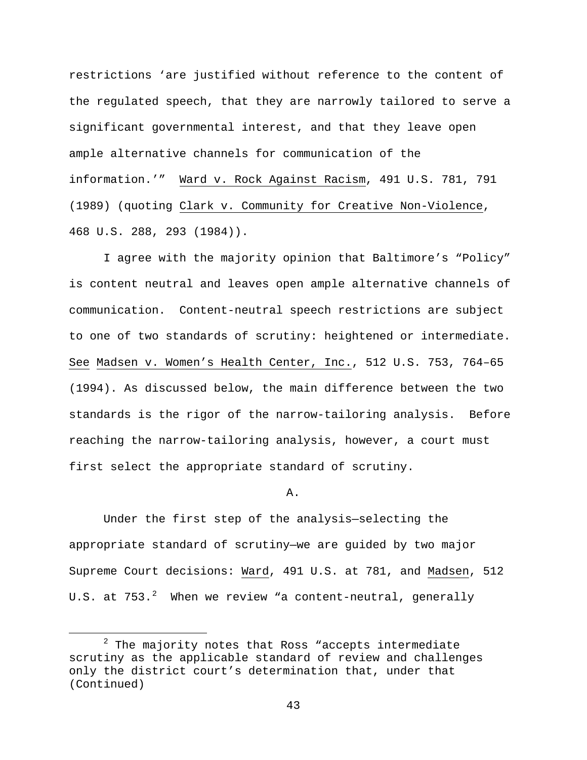restrictions ‘are justified without reference to the content of the regulated speech, that they are narrowly tailored to serve a significant governmental interest, and that they leave open ample alternative channels for communication of the information.’” Ward v. Rock Against Racism, 491 U.S. 781, 791 (1989) (quoting Clark v. Community for Creative Non-Violence, 468 U.S. 288, 293 (1984)).

I agree with the majority opinion that Baltimore’s “Policy” is content neutral and leaves open ample alternative channels of communication. Content-neutral speech restrictions are subject to one of two standards of scrutiny: heightened or intermediate. See Madsen v. Women’s Health Center, Inc., 512 U.S. 753, 764–65 (1994). As discussed below, the main difference between the two standards is the rigor of the narrow-tailoring analysis. Before reaching the narrow-tailoring analysis, however, a court must first select the appropriate standard of scrutiny.

A.

Under the first step of the analysis—selecting the appropriate standard of scrutiny—we are guided by two major Supreme Court decisions: Ward, 491 U.S. at 781, and Madsen, 512 U.S. at 753.[2] When we review “a content-neutral, generally

[2] The majority notes that Ross “accepts intermediate scrutiny as the applicable standard of review and challenges only the district court’s determination that, under that (Continued)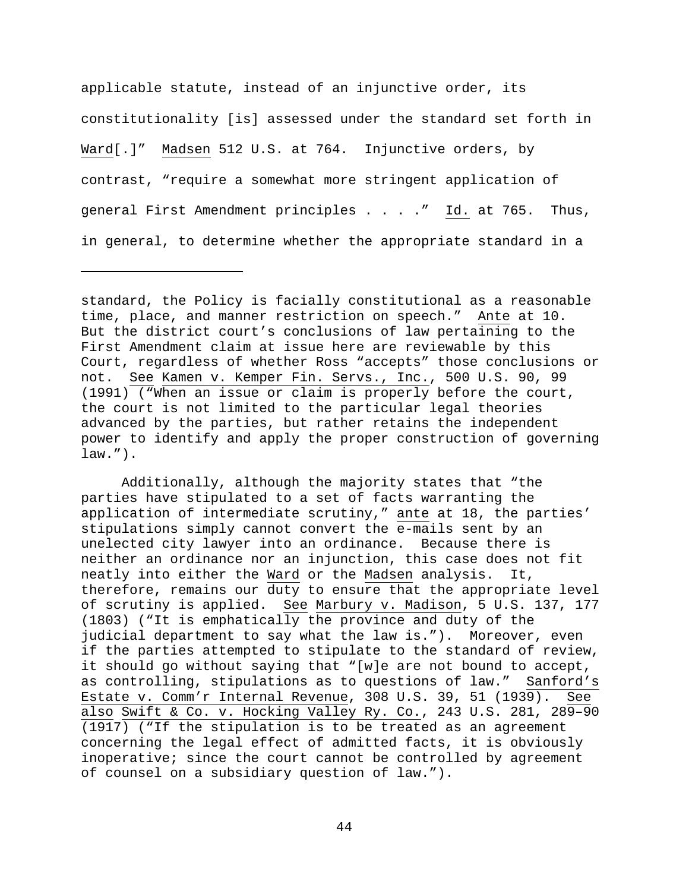applicable statute, instead of an injunctive order, its constitutionality [is] assessed under the standard set forth in Ward[.]" Madsen 512 U.S. at 764. Injunctive orders, by contrast, "require a somewhat more stringent application of general First Amendment principles . . . ." Id. at 765. Thus, in general, to determine whether the appropriate standard in a

---

standard, the Policy is facially constitutional as a reasonable time, place, and manner restriction on speech." Ante at 10. But the district court's conclusions of law pertaining to the First Amendment claim at issue here are reviewable by this Court, regardless of whether Ross "accepts" those conclusions or not. See Kamen v. Kemper Fin. Servs., Inc., 500 U.S. 90, 99 (1991) ("When an issue or claim is properly before the court, the court is not limited to the particular legal theories advanced by the parties, but rather retains the independent power to identify and apply the proper construction of governing law.").

Additionally, although the majority states that "the parties have stipulated to a set of facts warranting the application of intermediate scrutiny," ante at 18, the parties' stipulations simply cannot convert the e-mails sent by an unelected city lawyer into an ordinance. Because there is neither an ordinance nor an injunction, this case does not fit neatly into either the Ward or the Madsen analysis. It, therefore, remains our duty to ensure that the appropriate level of scrutiny is applied. See Marbury v. Madison, 5 U.S. 137, 177 (1803) ("It is emphatically the province and duty of the judicial department to say what the law is."). Moreover, even if the parties attempted to stipulate to the standard of review, it should go without saying that "[w]e are not bound to accept, as controlling, stipulations as to questions of law." Sanford's Estate v. Comm'r Internal Revenue, 308 U.S. 39, 51 (1939). See also Swift & Co. v. Hocking Valley Ry. Co., 243 U.S. 281, 289–90 (1917) ("If the stipulation is to be treated as an agreement concerning the legal effect of admitted facts, it is obviously inoperative; since the court cannot be controlled by agreement of counsel on a subsidiary question of law.").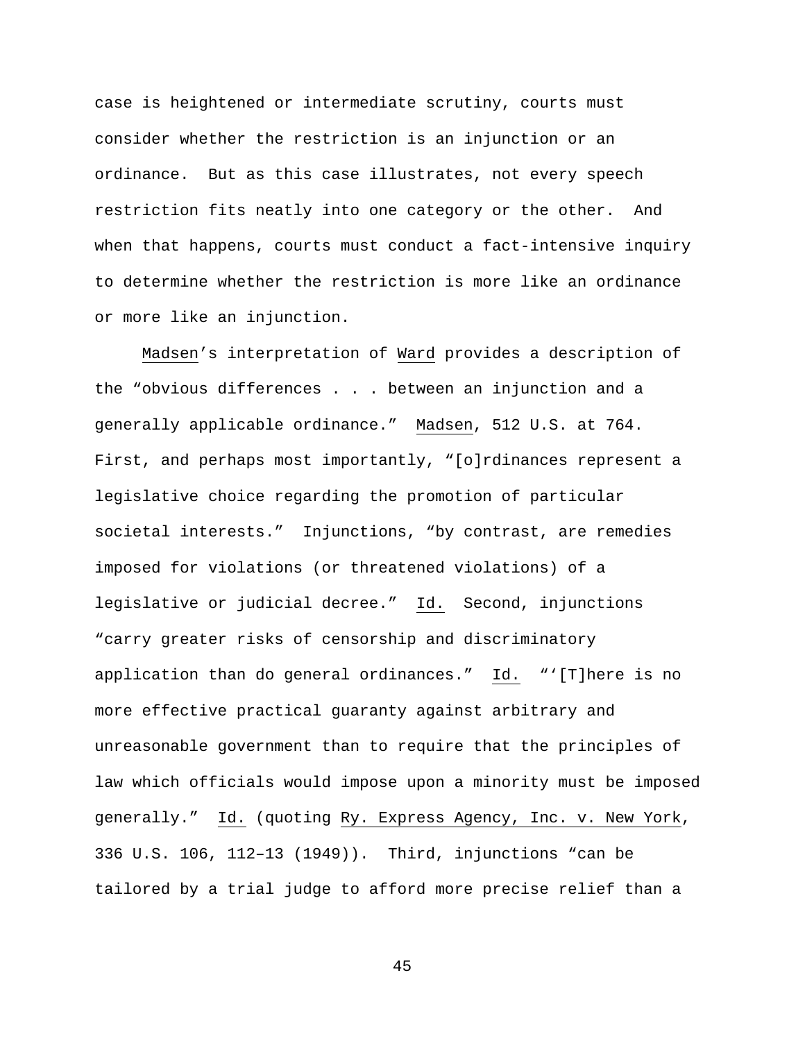case is heightened or intermediate scrutiny, courts must consider whether the restriction is an injunction or an ordinance. But as this case illustrates, not every speech restriction fits neatly into one category or the other. And when that happens, courts must conduct a fact-intensive inquiry to determine whether the restriction is more like an ordinance or more like an injunction.

Madsen's interpretation of Ward provides a description of the "obvious differences . . . between an injunction and a generally applicable ordinance." Madsen, 512 U.S. at 764. First, and perhaps most importantly, "[o]rdinances represent a legislative choice regarding the promotion of particular societal interests." Injunctions, "by contrast, are remedies imposed for violations (or threatened violations) of a legislative or judicial decree." Id. Second, injunctions "carry greater risks of censorship and discriminatory application than do general ordinances." Id. "'[T]here is no more effective practical guaranty against arbitrary and unreasonable government than to require that the principles of law which officials would impose upon a minority must be imposed generally." Id. (quoting Ry. Express Agency, Inc. v. New York, 336 U.S. 106, 112–13 (1949)). Third, injunctions "can be tailored by a trial judge to afford more precise relief than a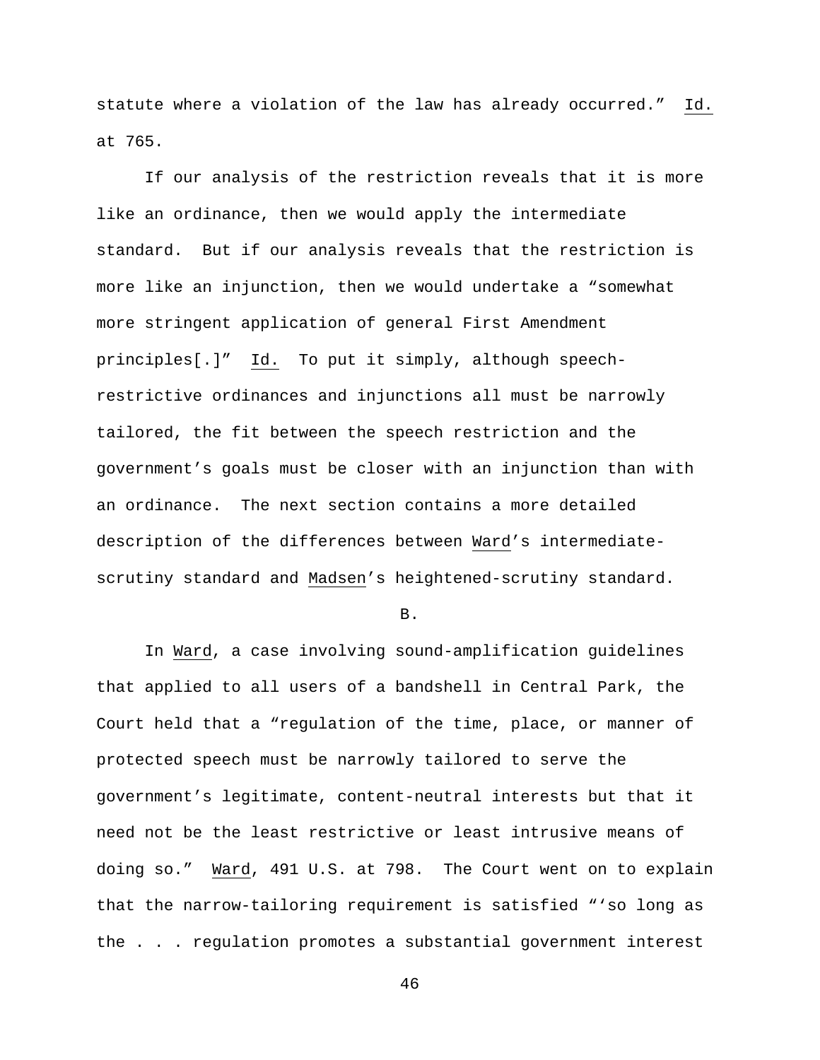statute where a violation of the law has already occurred." Id. at 765.

If our analysis of the restriction reveals that it is more like an ordinance, then we would apply the intermediate standard. But if our analysis reveals that the restriction is more like an injunction, then we would undertake a "somewhat more stringent application of general First Amendment principles[.]" Id. To put it simply, although speech-restrictive ordinances and injunctions all must be narrowly tailored, the fit between the speech restriction and the government's goals must be closer with an injunction than with an ordinance. The next section contains a more detailed description of the differences between Ward's intermediate-scrutiny standard and Madsen's heightened-scrutiny standard.

B.

In Ward, a case involving sound-amplification guidelines that applied to all users of a bandshell in Central Park, the Court held that a "regulation of the time, place, or manner of protected speech must be narrowly tailored to serve the government's legitimate, content-neutral interests but that it need not be the least restrictive or least intrusive means of doing so." Ward, 491 U.S. at 798. The Court went on to explain that the narrow-tailoring requirement is satisfied "'so long as the . . . regulation promotes a substantial government interest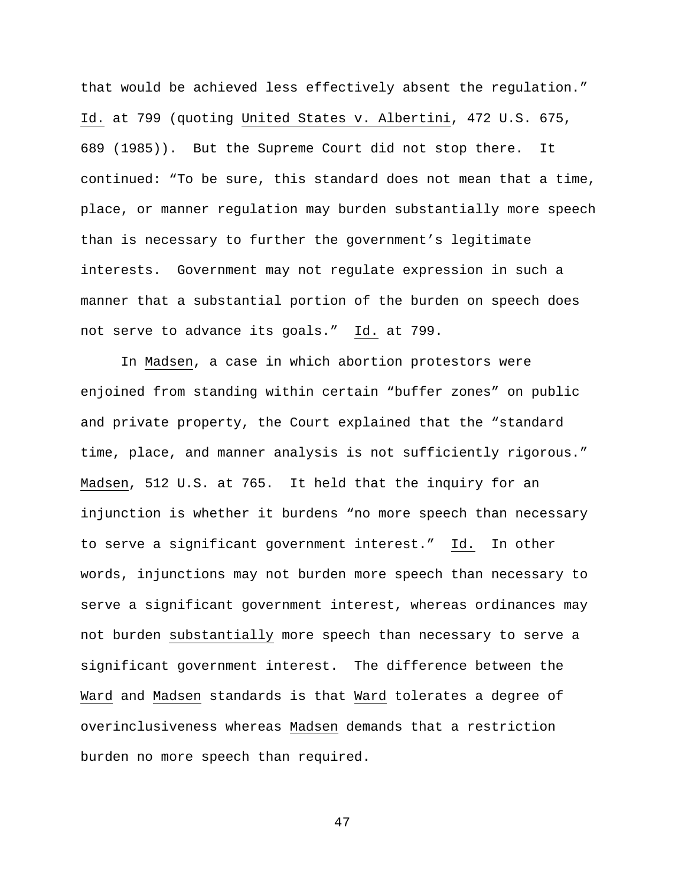that would be achieved less effectively absent the regulation." Id. at 799 (quoting United States v. Albertini, 472 U.S. 675, 689 (1985)). But the Supreme Court did not stop there. It continued: "To be sure, this standard does not mean that a time, place, or manner regulation may burden substantially more speech than is necessary to further the government's legitimate interests. Government may not regulate expression in such a manner that a substantial portion of the burden on speech does not serve to advance its goals." Id. at 799.

In Madsen, a case in which abortion protestors were enjoined from standing within certain "buffer zones" on public and private property, the Court explained that the "standard time, place, and manner analysis is not sufficiently rigorous." Madsen, 512 U.S. at 765. It held that the inquiry for an injunction is whether it burdens "no more speech than necessary to serve a significant government interest." Id. In other words, injunctions may not burden more speech than necessary to serve a significant government interest, whereas ordinances may not burden substantially more speech than necessary to serve a significant government interest. The difference between the Ward and Madsen standards is that Ward tolerates a degree of overinclusiveness whereas Madsen demands that a restriction burden no more speech than required.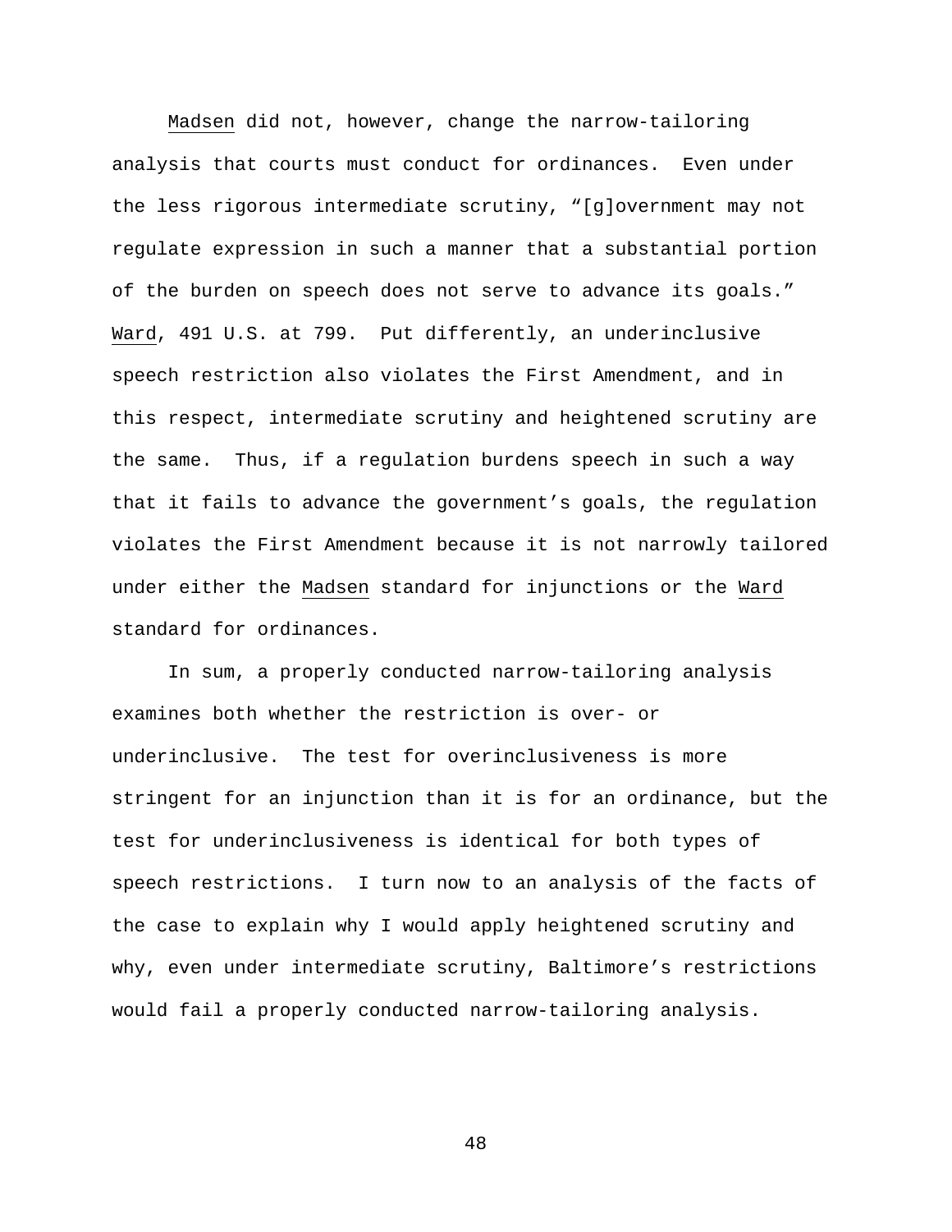Madsen did not, however, change the narrow-tailoring analysis that courts must conduct for ordinances. Even under the less rigorous intermediate scrutiny, "[g]overnment may not regulate expression in such a manner that a substantial portion of the burden on speech does not serve to advance its goals." Ward, 491 U.S. at 799. Put differently, an underinclusive speech restriction also violates the First Amendment, and in this respect, intermediate scrutiny and heightened scrutiny are the same. Thus, if a regulation burdens speech in such a way that it fails to advance the government's goals, the regulation violates the First Amendment because it is not narrowly tailored under either the Madsen standard for injunctions or the Ward standard for ordinances.

In sum, a properly conducted narrow-tailoring analysis examines both whether the restriction is over- or underinclusive. The test for overinclusiveness is more stringent for an injunction than it is for an ordinance, but the test for underinclusiveness is identical for both types of speech restrictions. I turn now to an analysis of the facts of the case to explain why I would apply heightened scrutiny and why, even under intermediate scrutiny, Baltimore's restrictions would fail a properly conducted narrow-tailoring analysis.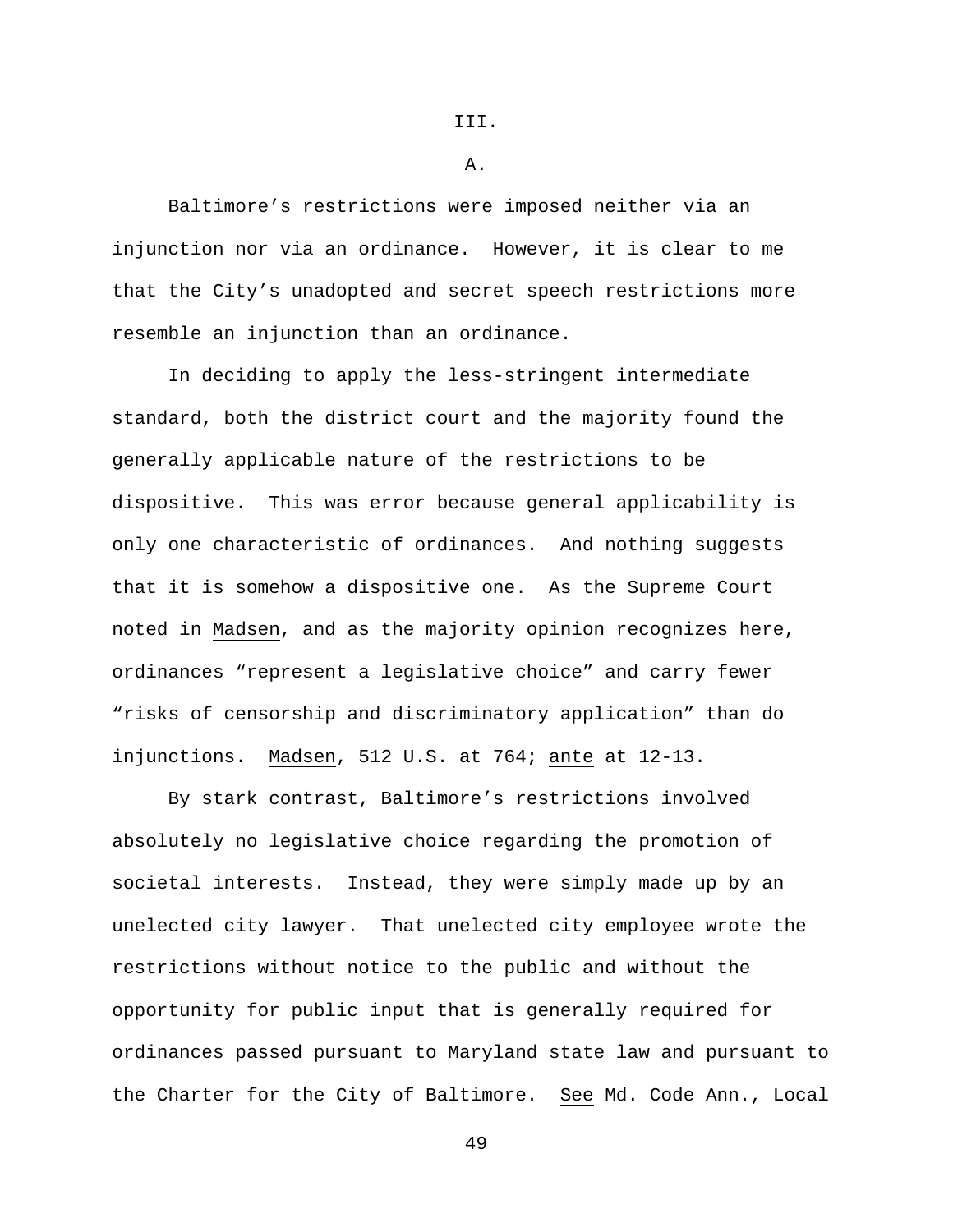III.

A.

Baltimore's restrictions were imposed neither via an injunction nor via an ordinance. However, it is clear to me that the City's unadopted and secret speech restrictions more resemble an injunction than an ordinance.

In deciding to apply the less-stringent intermediate standard, both the district court and the majority found the generally applicable nature of the restrictions to be dispositive. This was error because general applicability is only one characteristic of ordinances. And nothing suggests that it is somehow a dispositive one. As the Supreme Court noted in Madsen, and as the majority opinion recognizes here, ordinances "represent a legislative choice" and carry fewer "risks of censorship and discriminatory application" than do injunctions. Madsen, 512 U.S. at 764; ante at 12-13.

By stark contrast, Baltimore's restrictions involved absolutely no legislative choice regarding the promotion of societal interests. Instead, they were simply made up by an unelected city lawyer. That unelected city employee wrote the restrictions without notice to the public and without the opportunity for public input that is generally required for ordinances passed pursuant to Maryland state law and pursuant to the Charter for the City of Baltimore. See Md. Code Ann., Local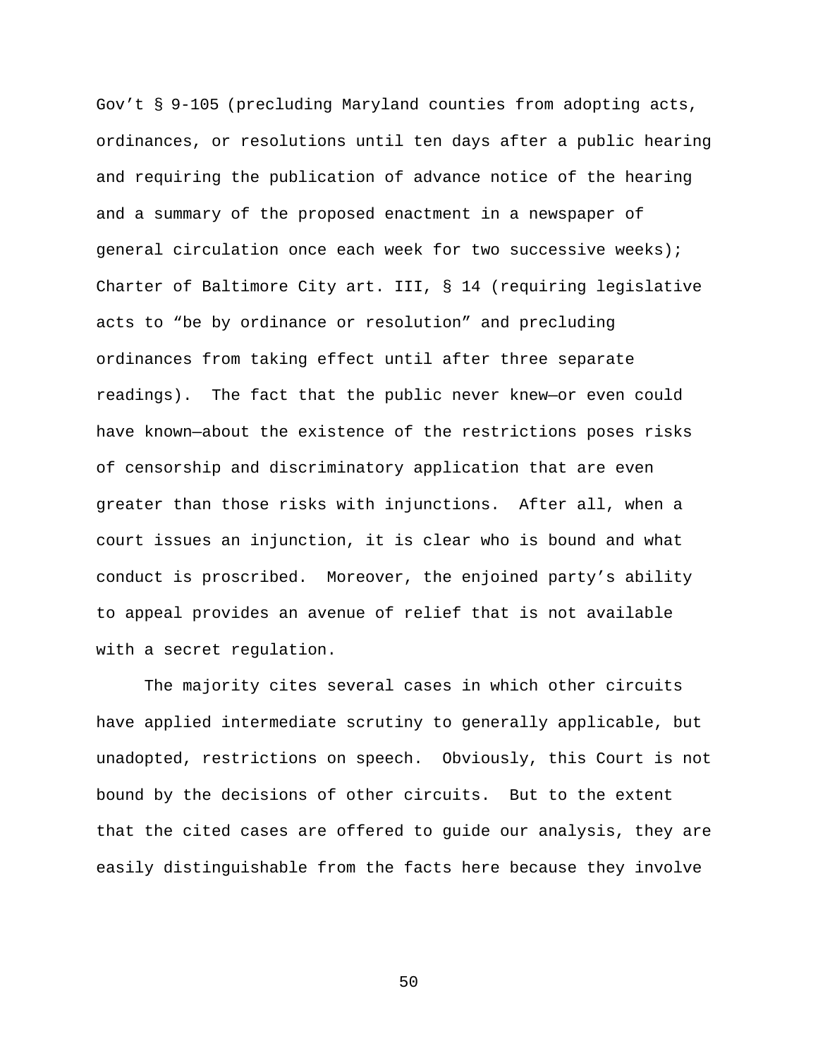Gov't § 9-105 (precluding Maryland counties from adopting acts, ordinances, or resolutions until ten days after a public hearing and requiring the publication of advance notice of the hearing and a summary of the proposed enactment in a newspaper of general circulation once each week for two successive weeks); Charter of Baltimore City art. III, § 14 (requiring legislative acts to "be by ordinance or resolution" and precluding ordinances from taking effect until after three separate readings). The fact that the public never knew—or even could have known—about the existence of the restrictions poses risks of censorship and discriminatory application that are even greater than those risks with injunctions. After all, when a court issues an injunction, it is clear who is bound and what conduct is proscribed. Moreover, the enjoined party's ability to appeal provides an avenue of relief that is not available with a secret regulation.

The majority cites several cases in which other circuits have applied intermediate scrutiny to generally applicable, but unadopted, restrictions on speech. Obviously, this Court is not bound by the decisions of other circuits. But to the extent that the cited cases are offered to guide our analysis, they are easily distinguishable from the facts here because they involve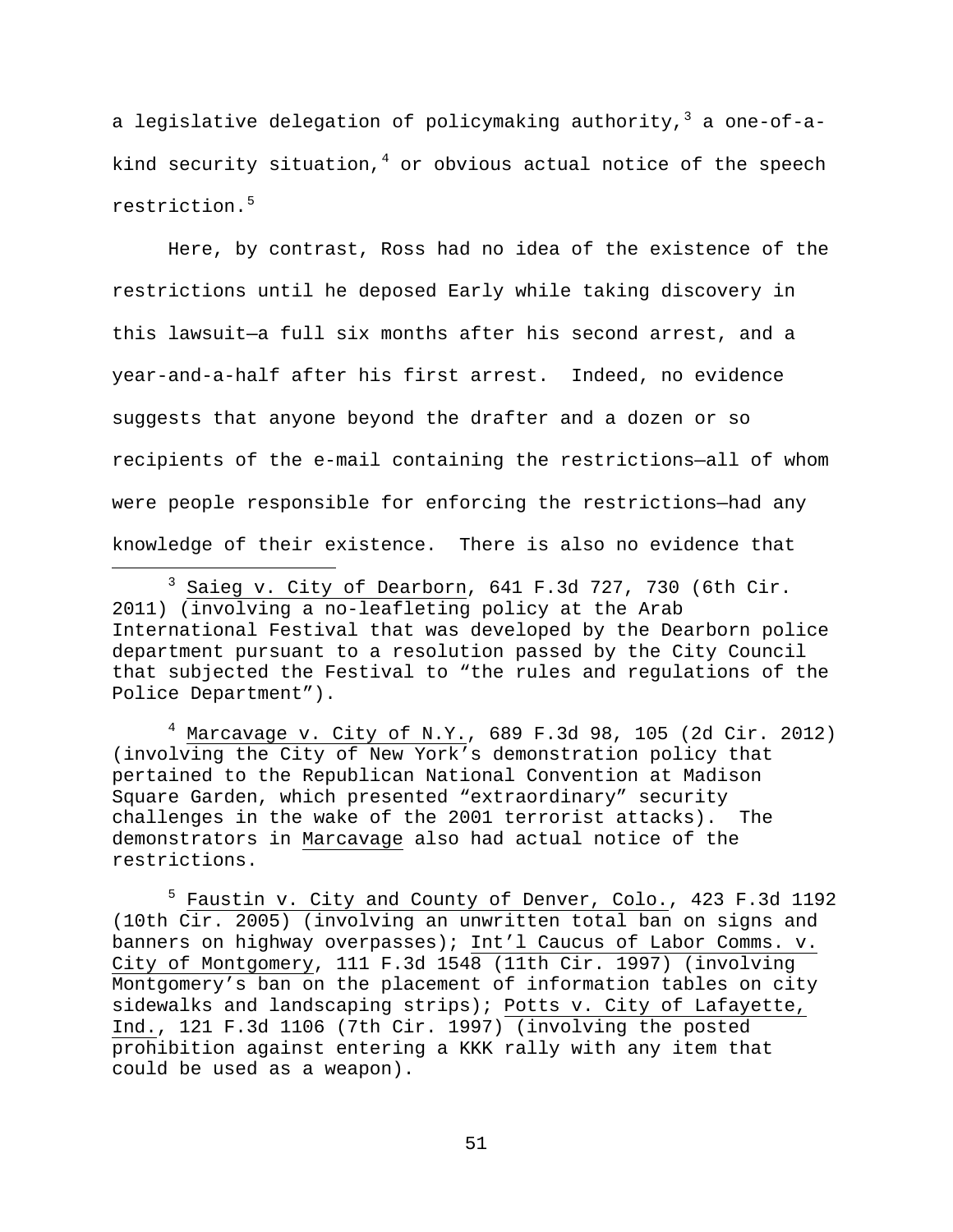a legislative delegation of policymaking authority,[3] a one-of-a-kind security situation,[4] or obvious actual notice of the speech restriction.[5]

Here, by contrast, Ross had no idea of the existence of the restrictions until he deposed Early while taking discovery in this lawsuit—a full six months after his second arrest, and a year-and-a-half after his first arrest. Indeed, no evidence suggests that anyone beyond the drafter and a dozen or so recipients of the e-mail containing the restrictions—all of whom were people responsible for enforcing the restrictions—had any knowledge of their existence. There is also no evidence that

---

[3] Saieg v. City of Dearborn, 641 F.3d 727, 730 (6th Cir. 2011) (involving a no-leafleting policy at the Arab International Festival that was developed by the Dearborn police department pursuant to a resolution passed by the City Council that subjected the Festival to "the rules and regulations of the Police Department").

[4] Marcavage v. City of N.Y., 689 F.3d 98, 105 (2d Cir. 2012) (involving the City of New York's demonstration policy that pertained to the Republican National Convention at Madison Square Garden, which presented "extraordinary" security challenges in the wake of the 2001 terrorist attacks). The demonstrators in Marcavage also had actual notice of the restrictions.

[5] Faustin v. City and County of Denver, Colo., 423 F.3d 1192 (10th Cir. 2005) (involving an unwritten total ban on signs and banners on highway overpasses); Int'l Caucus of Labor Comms. v. City of Montgomery, 111 F.3d 1548 (11th Cir. 1997) (involving Montgomery's ban on the placement of information tables on city sidewalks and landscaping strips); Potts v. City of Lafayette, Ind., 121 F.3d 1106 (7th Cir. 1997) (involving the posted prohibition against entering a KKK rally with any item that could be used as a weapon).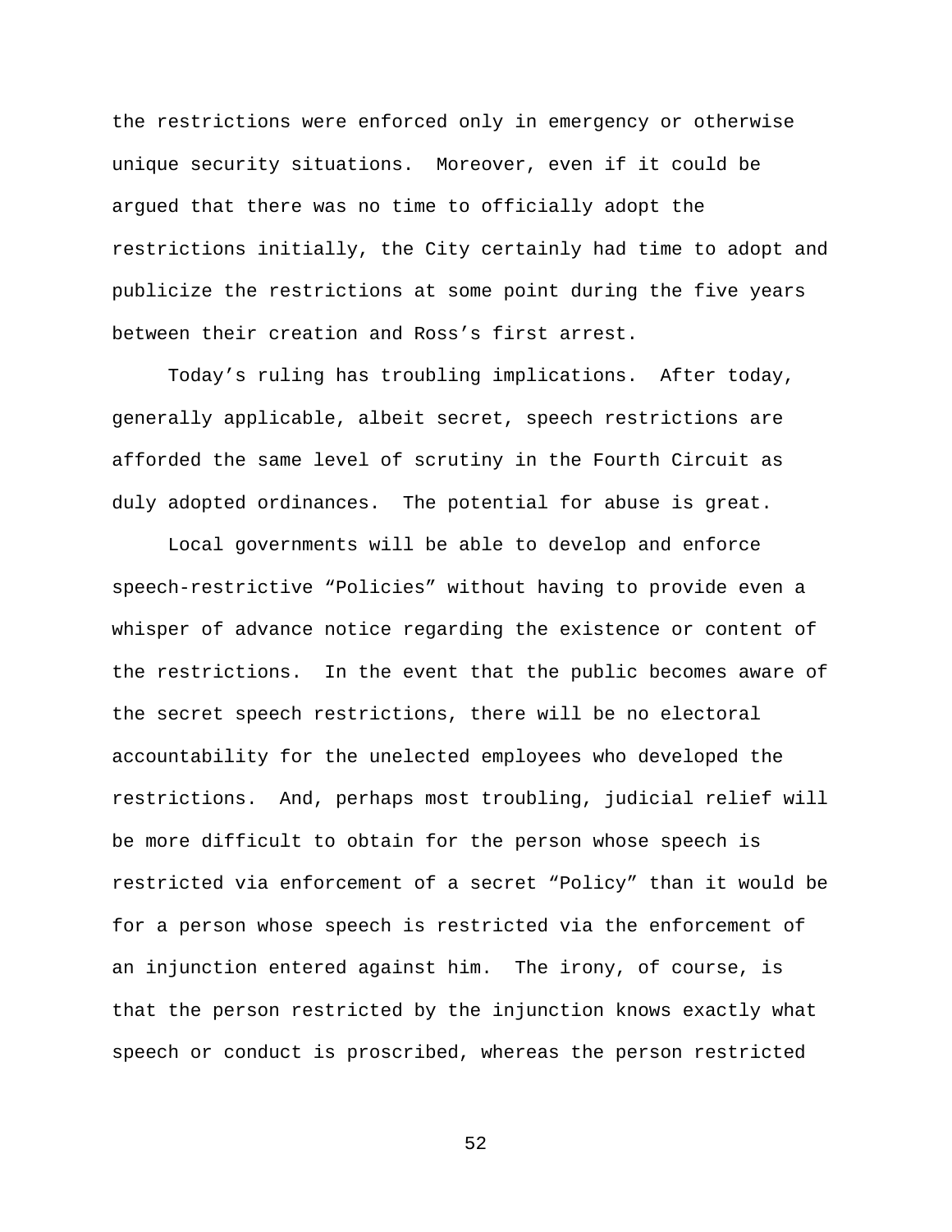the restrictions were enforced only in emergency or otherwise unique security situations. Moreover, even if it could be argued that there was no time to officially adopt the restrictions initially, the City certainly had time to adopt and publicize the restrictions at some point during the five years between their creation and Ross's first arrest.

Today's ruling has troubling implications. After today, generally applicable, albeit secret, speech restrictions are afforded the same level of scrutiny in the Fourth Circuit as duly adopted ordinances. The potential for abuse is great.

Local governments will be able to develop and enforce speech-restrictive "Policies" without having to provide even a whisper of advance notice regarding the existence or content of the restrictions. In the event that the public becomes aware of the secret speech restrictions, there will be no electoral accountability for the unelected employees who developed the restrictions. And, perhaps most troubling, judicial relief will be more difficult to obtain for the person whose speech is restricted via enforcement of a secret "Policy" than it would be for a person whose speech is restricted via the enforcement of an injunction entered against him. The irony, of course, is that the person restricted by the injunction knows exactly what speech or conduct is proscribed, whereas the person restricted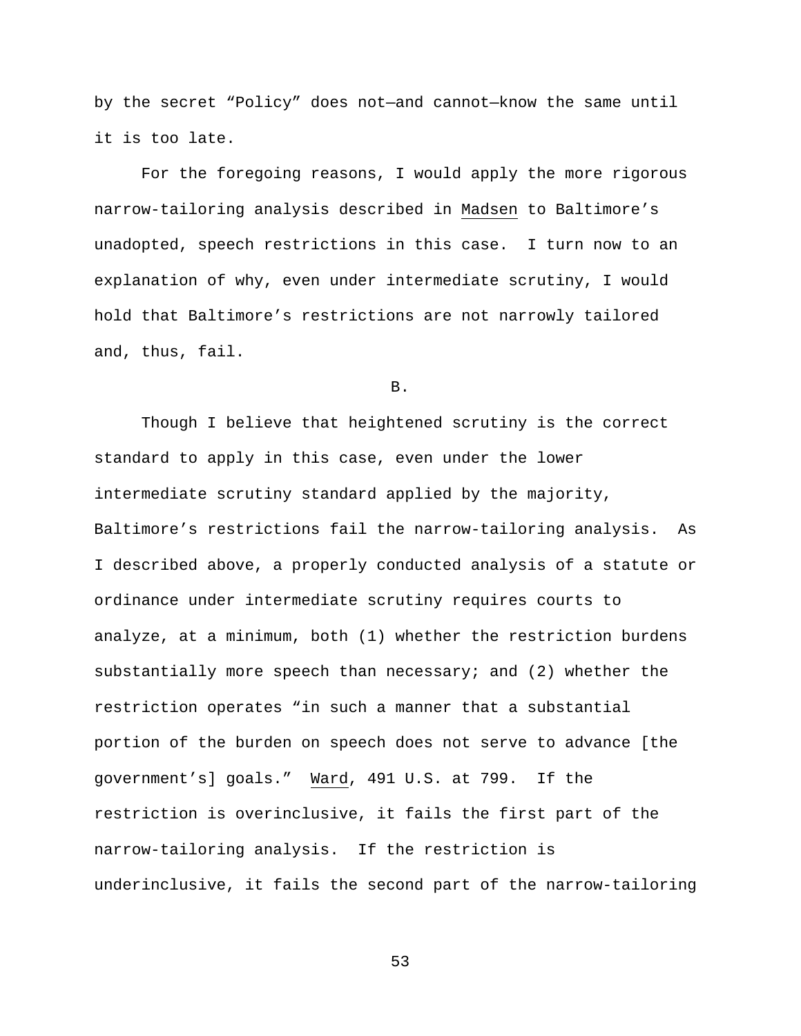by the secret "Policy" does not—and cannot—know the same until it is too late.

For the foregoing reasons, I would apply the more rigorous narrow-tailoring analysis described in Madsen to Baltimore's unadopted, speech restrictions in this case. I turn now to an explanation of why, even under intermediate scrutiny, I would hold that Baltimore's restrictions are not narrowly tailored and, thus, fail.

B.

Though I believe that heightened scrutiny is the correct standard to apply in this case, even under the lower intermediate scrutiny standard applied by the majority, Baltimore's restrictions fail the narrow-tailoring analysis. As I described above, a properly conducted analysis of a statute or ordinance under intermediate scrutiny requires courts to analyze, at a minimum, both (1) whether the restriction burdens substantially more speech than necessary; and (2) whether the restriction operates "in such a manner that a substantial portion of the burden on speech does not serve to advance [the government's] goals." Ward, 491 U.S. at 799. If the restriction is overinclusive, it fails the first part of the narrow-tailoring analysis. If the restriction is underinclusive, it fails the second part of the narrow-tailoring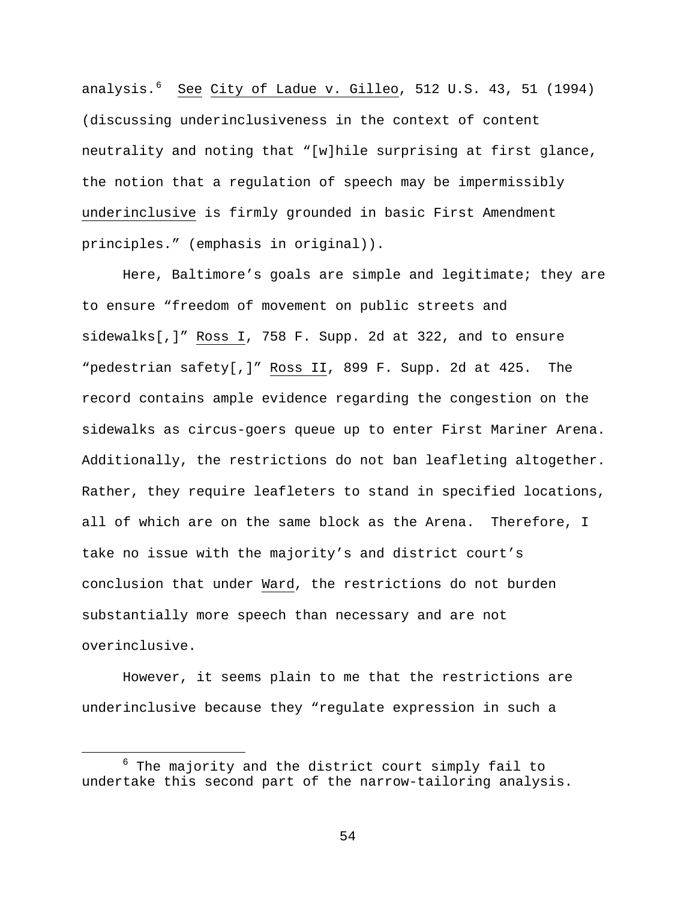analysis.[6] See City of Ladue v. Gilleo, 512 U.S. 43, 51 (1994) (discussing underinclusiveness in the context of content neutrality and noting that "[w]hile surprising at first glance, the notion that a regulation of speech may be impermissibly underinclusive is firmly grounded in basic First Amendment principles." (emphasis in original)).

Here, Baltimore's goals are simple and legitimate; they are to ensure "freedom of movement on public streets and sidewalks[,]" Ross I, 758 F. Supp. 2d at 322, and to ensure "pedestrian safety[,]" Ross II, 899 F. Supp. 2d at 425. The record contains ample evidence regarding the congestion on the sidewalks as circus-goers queue up to enter First Mariner Arena. Additionally, the restrictions do not ban leafleting altogether. Rather, they require leafleters to stand in specified locations, all of which are on the same block as the Arena. Therefore, I take no issue with the majority's and district court's conclusion that under Ward, the restrictions do not burden substantially more speech than necessary and are not overinclusive.

However, it seems plain to me that the restrictions are underinclusive because they "regulate expression in such a

---

[6] The majority and the district court simply fail to undertake this second part of the narrow-tailoring analysis.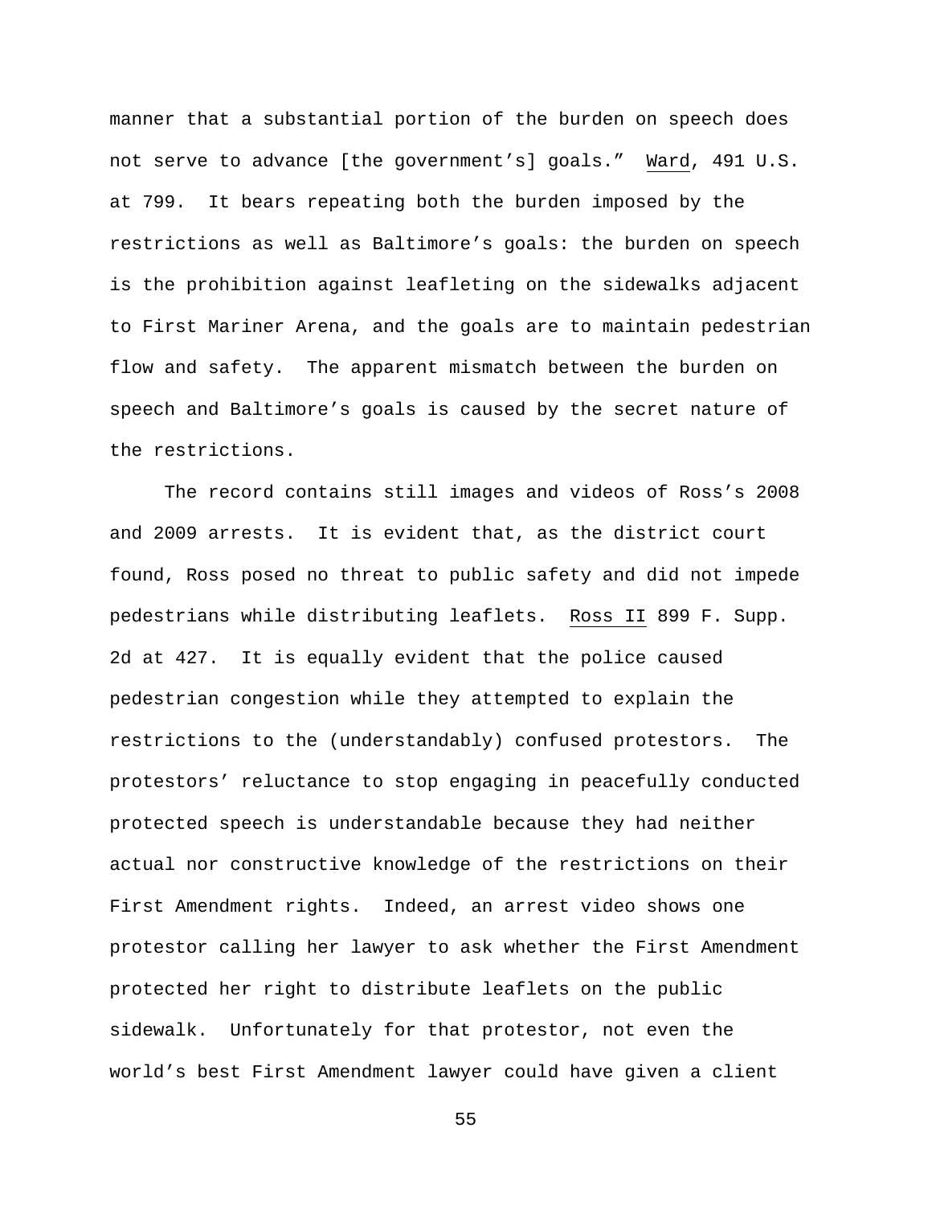manner that a substantial portion of the burden on speech does not serve to advance [the government's] goals." Ward, 491 U.S. at 799. It bears repeating both the burden imposed by the restrictions as well as Baltimore's goals: the burden on speech is the prohibition against leafleting on the sidewalks adjacent to First Mariner Arena, and the goals are to maintain pedestrian flow and safety. The apparent mismatch between the burden on speech and Baltimore's goals is caused by the secret nature of the restrictions.

The record contains still images and videos of Ross's 2008 and 2009 arrests. It is evident that, as the district court found, Ross posed no threat to public safety and did not impede pedestrians while distributing leaflets. Ross II 899 F. Supp. 2d at 427. It is equally evident that the police caused pedestrian congestion while they attempted to explain the restrictions to the (understandably) confused protestors. The protestors' reluctance to stop engaging in peacefully conducted protected speech is understandable because they had neither actual nor constructive knowledge of the restrictions on their First Amendment rights. Indeed, an arrest video shows one protestor calling her lawyer to ask whether the First Amendment protected her right to distribute leaflets on the public sidewalk. Unfortunately for that protestor, not even the world's best First Amendment lawyer could have given a client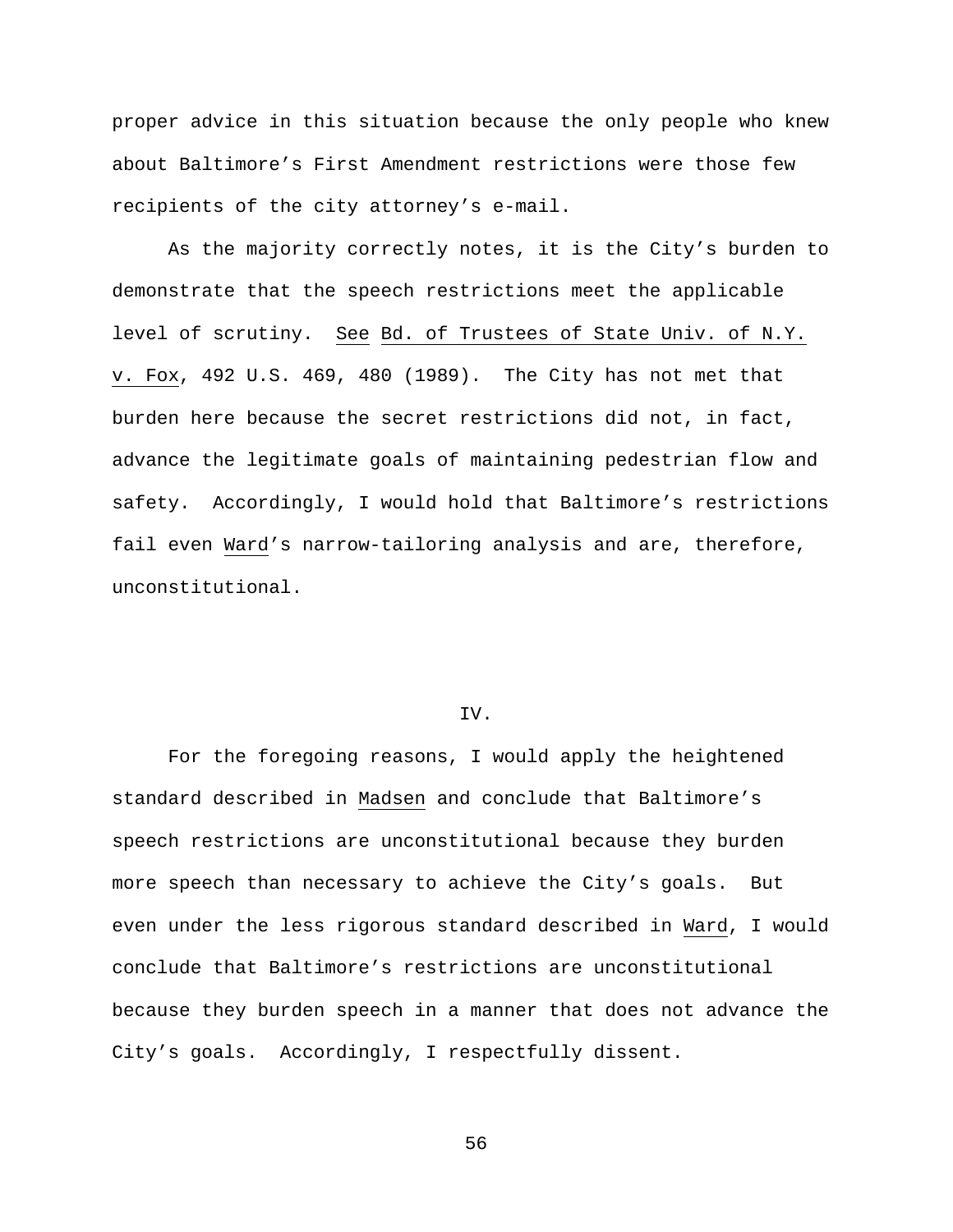proper advice in this situation because the only people who knew about Baltimore's First Amendment restrictions were those few recipients of the city attorney's e-mail.

As the majority correctly notes, it is the City's burden to demonstrate that the speech restrictions meet the applicable level of scrutiny. *See* *Bd. of Trustees of State Univ. of N.Y. v. Fox*, 492 U.S. 469, 480 (1989). The City has not met that burden here because the secret restrictions did not, in fact, advance the legitimate goals of maintaining pedestrian flow and safety. Accordingly, I would hold that Baltimore's restrictions fail even *Ward*'s narrow-tailoring analysis and are, therefore, unconstitutional.

## IV.

For the foregoing reasons, I would apply the heightened standard described in *Madsen* and conclude that Baltimore's speech restrictions are unconstitutional because they burden more speech than necessary to achieve the City's goals. But even under the less rigorous standard described in *Ward*, I would conclude that Baltimore's restrictions are unconstitutional because they burden speech in a manner that does not advance the City's goals. Accordingly, I respectfully dissent.